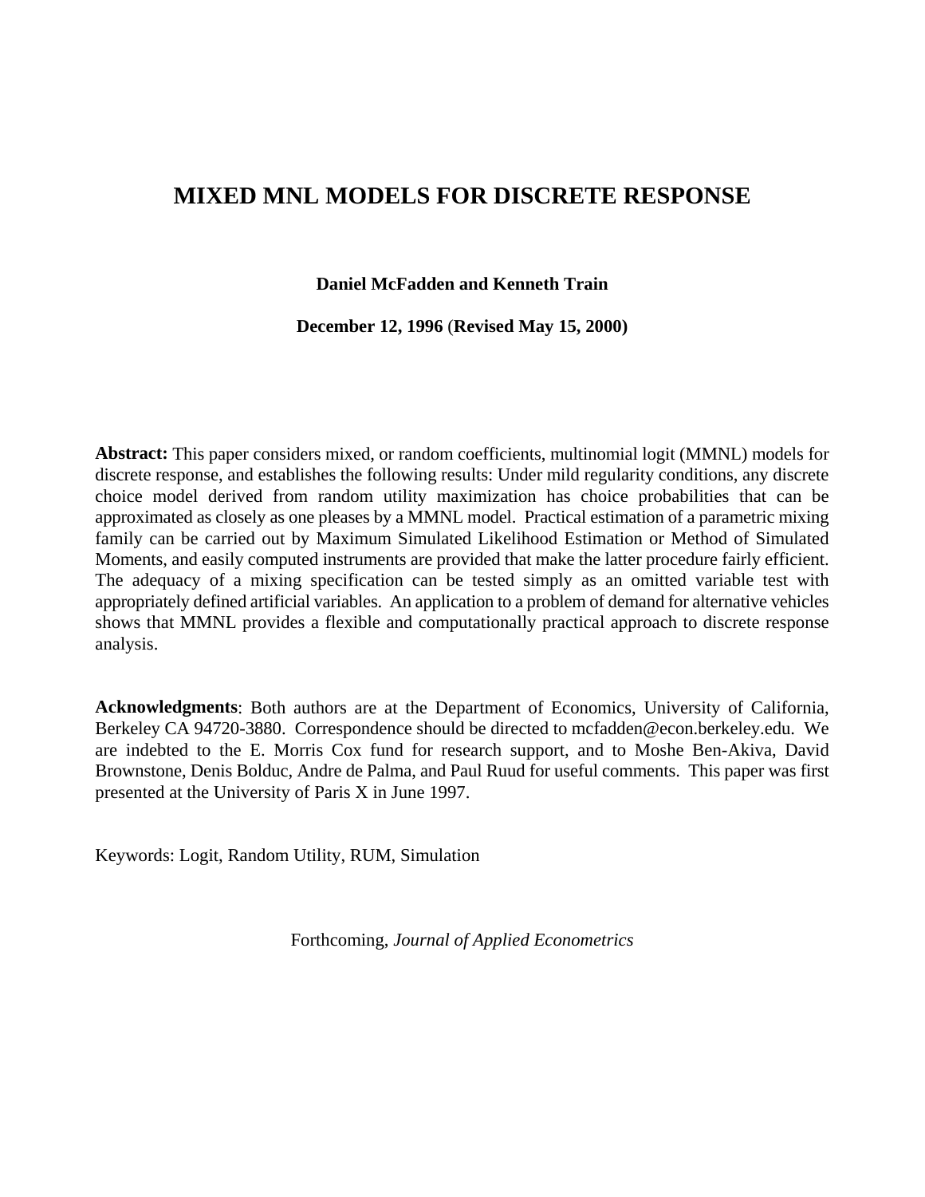# MIXED MNL MODELS FOR DISCRETE RESPONSE

**Daniel McFadden and Kenneth Train**

**December 12, 1996** (**Revised May 15, 2000)**

**Abstract:** This paper considers mixed, or random coefficients, multinomial logit (MMNL) models for discrete response, and establishes the following results: Under mild regularity conditions, any discrete choice model derived from random utility maximization has choice probabilities that can be approximated as closely as one pleases by a MMNL model. Practical estimation of a parametric mixing family can be carried out by Maximum Simulated Likelihood Estimation or Method of Simulated Moments, and easily computed instruments are provided that make the latter procedure fairly efficient. The adequacy of a mixing specification can be tested simply as an omitted variable test with appropriately defined artificial variables. An application to a problem of demand for alternative vehicles shows that MMNL provides a flexible and computationally practical approach to discrete response analysis.

**Acknowledgments**: Both authors are at the Department of Economics, University of California, Berkeley CA 94720-3880. Correspondence should be directed to mcfadden@econ.berkeley.edu. We are indebted to the E. Morris Cox fund for research support, and to Moshe Ben-Akiva, David Brownstone, Denis Bolduc, Andre de Palma, and Paul Ruud for useful comments. This paper was first presented at the University of Paris X in June 1997.

Keywords: Logit, Random Utility, RUM, Simulation

Forthcoming, *Journal of Applied Econometrics*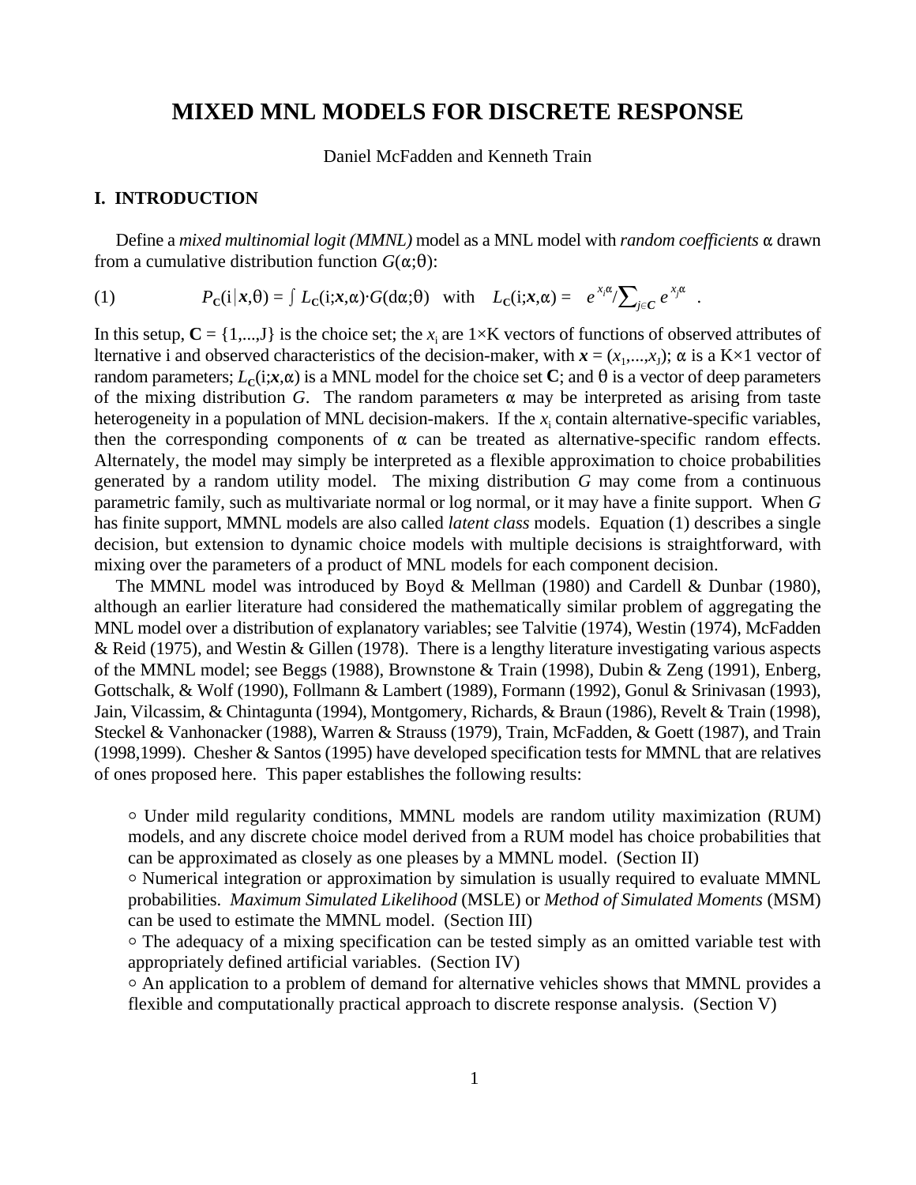# MIXED MNL MODELS FOR DISCRETE RESPONSE

Daniel McFadden and Kenneth Train

## I. INTRODUCTION

Define a *mixed multinomial logit (MMNL)* model as a MNL model with *random coefficients* α drawn from a cumulative distribution function $G(\alpha;\theta)$:

$$(1) \qquad P_{\mathbf{C}}(i|\boldsymbol{x},\theta) = \int L_{\mathbf{C}}(i;\boldsymbol{x},\alpha)\cdot G(d\alpha;\theta) \quad \text{with} \quad L_{\mathbf{C}}(i;\boldsymbol{x},\alpha) = e^{x_i\alpha}/\sum_{j\in \boldsymbol{C}} e^{x_j\alpha} \ .$$

In this setup, $\mathbf{C} = \{1,...,J\}$ is the choice set; the $x_i$ are 1×K vectors of functions of observed attributes of lternative i and observed characteristics of the decision-maker, with $\boldsymbol{x} = (x_1,...,x_J)$; α is a K×1 vector of random parameters; $L_{\mathbf{C}}(i;\boldsymbol{x},\alpha)$ is a MNL model for the choice set $\mathbf{C}$; and θ is a vector of deep parameters of the mixing distribution $G$. The random parameters α may be interpreted as arising from taste heterogeneity in a population of MNL decision-makers. If the $x_i$ contain alternative-specific variables, then the corresponding components of α can be treated as alternative-specific random effects. Alternately, the model may simply be interpreted as a flexible approximation to choice probabilities generated by a random utility model. The mixing distribution $G$ may come from a continuous parametric family, such as multivariate normal or log normal, or it may have a finite support. When $G$ has finite support, MMNL models are also called *latent class* models. Equation (1) describes a single decision, but extension to dynamic choice models with multiple decisions is straightforward, with mixing over the parameters of a product of MNL models for each component decision.

The MMNL model was introduced by Boyd & Mellman (1980) and Cardell & Dunbar (1980), although an earlier literature had considered the mathematically similar problem of aggregating the MNL model over a distribution of explanatory variables; see Talvitie (1974), Westin (1974), McFadden & Reid (1975), and Westin & Gillen (1978). There is a lengthy literature investigating various aspects of the MMNL model; see Beggs (1988), Brownstone & Train (1998), Dubin & Zeng (1991), Enberg, Gottschalk, & Wolf (1990), Follmann & Lambert (1989), Formann (1992), Gonul & Srinivasan (1993), Jain, Vilcassim, & Chintagunta (1994), Montgomery, Richards, & Braun (1986), Revelt & Train (1998), Steckel & Vanhonacker (1988), Warren & Strauss (1979), Train, McFadden, & Goett (1987), and Train (1998,1999). Chesher & Santos (1995) have developed specification tests for MMNL that are relatives of ones proposed here. This paper establishes the following results:

- Under mild regularity conditions, MMNL models are random utility maximization (RUM) models, and any discrete choice model derived from a RUM model has choice probabilities that can be approximated as closely as one pleases by a MMNL model. (Section II)
- Numerical integration or approximation by simulation is usually required to evaluate MMNL probabilities. *Maximum Simulated Likelihood* (MSLE) or *Method of Simulated Moments* (MSM) can be used to estimate the MMNL model. (Section III)
- The adequacy of a mixing specification can be tested simply as an omitted variable test with appropriately defined artificial variables. (Section IV)
- An application to a problem of demand for alternative vehicles shows that MMNL provides a flexible and computationally practical approach to discrete response analysis. (Section V)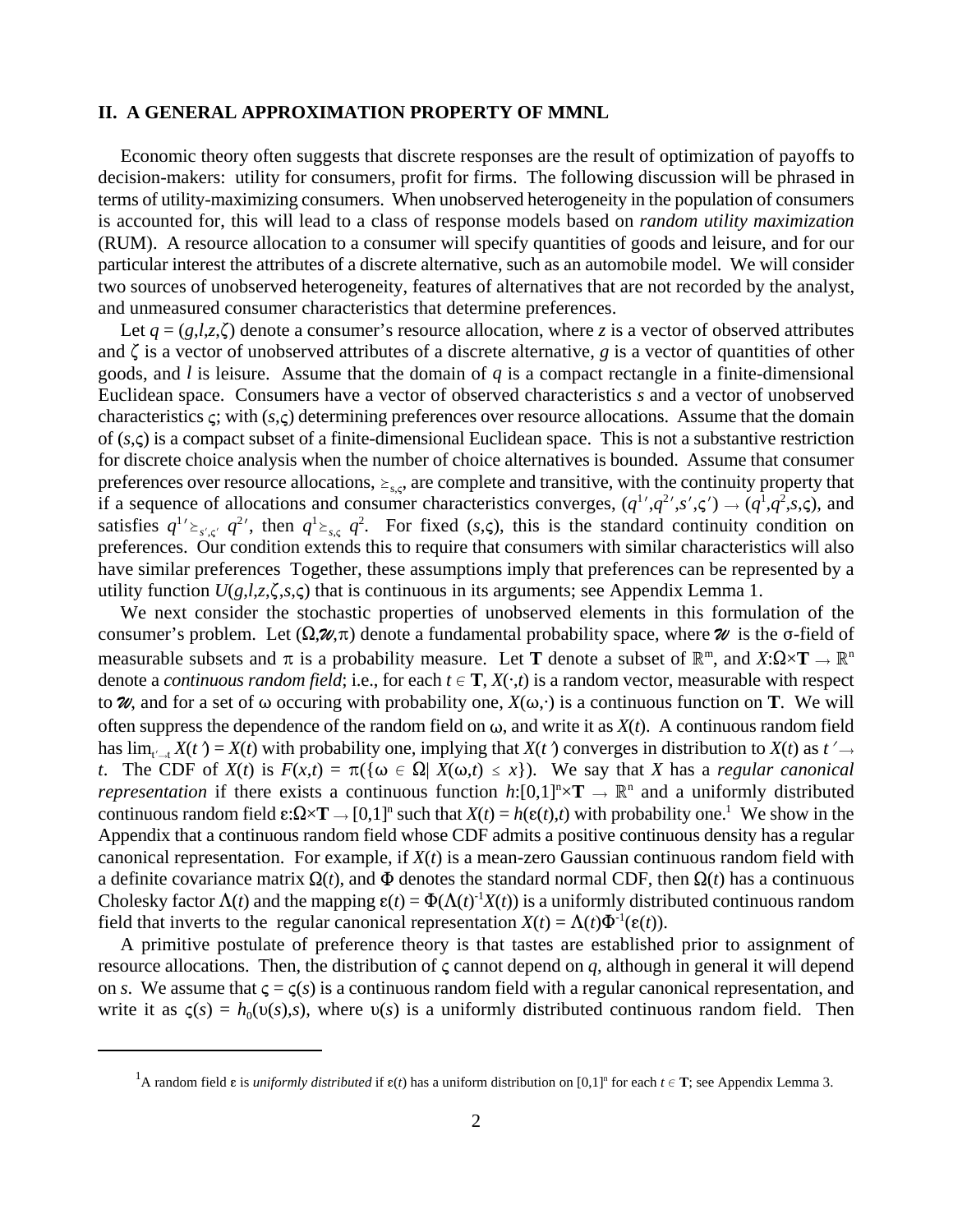## II. A GENERAL APPROXIMATION PROPERTY OF MMNL

Economic theory often suggests that discrete responses are the result of optimization of payoffs to decision-makers: utility for consumers, profit for firms. The following discussion will be phrased in terms of utility-maximizing consumers. When unobserved heterogeneity in the population of consumers is accounted for, this will lead to a class of response models based on *random utility maximization* (RUM). A resource allocation to a consumer will specify quantities of goods and leisure, and for our particular interest the attributes of a discrete alternative, such as an automobile model. We will consider two sources of unobserved heterogeneity, features of alternatives that are not recorded by the analyst, and unmeasured consumer characteristics that determine preferences.

Let $q = (g,l,z,\zeta)$ denote a consumer's resource allocation, where $z$ is a vector of observed attributes and $\zeta$ is a vector of unobserved attributes of a discrete alternative, $g$ is a vector of quantities of other goods, and $l$ is leisure. Assume that the domain of $q$ is a compact rectangle in a finite-dimensional Euclidean space. Consumers have a vector of observed characteristics $s$ and a vector of unobserved characteristics $\varsigma$; with $(s,\varsigma)$ determining preferences over resource allocations. Assume that the domain of $(s,\varsigma)$ is a compact subset of a finite-dimensional Euclidean space. This is not a substantive restriction for discrete choice analysis when the number of choice alternatives is bounded. Assume that consumer preferences over resource allocations, $\succeq_{s,\varsigma}$, are complete and transitive, with the continuity property that if a sequence of allocations and consumer characteristics converges, $(q^{1\prime},q^{2\prime},s',\varsigma') \to (q^1,q^2,s,\varsigma)$, and satisfies $q^{1\prime} \succeq_{s',\varsigma'} q^{2\prime}$, then $q^1 \succeq_{s,\varsigma} q^2$. For fixed $(s,\varsigma)$, this is the standard continuity condition on preferences. Our condition extends this to require that consumers with similar characteristics will also have similar preferences Together, these assumptions imply that preferences can be represented by a utility function $U(g,l,z,\zeta,s,\varsigma)$ that is continuous in its arguments; see Appendix Lemma 1.

We next consider the stochastic properties of unobserved elements in this formulation of the consumer's problem. Let $(\Omega,\mathcal{W},\pi)$ denote a fundamental probability space, where $\mathcal{W}$ is the σ-field of measurable subsets and $\pi$ is a probability measure. Let $\mathbf{T}$ denote a subset of $\mathbb{R}^m$, and $X:\Omega\times\mathbf{T} \to \mathbb{R}^n$ denote a *continuous random field*; i.e., for each $t \in \mathbf{T}$, $X(\cdot,t)$ is a random vector, measurable with respect to $\mathcal{W}$, and for a set of $\omega$ occuring with probability one, $X(\omega,\cdot)$ is a continuous function on $\mathbf{T}$. We will often suppress the dependence of the random field on $\omega$, and write it as $X(t)$. A continuous random field has $\lim_{t'\to t} X(t') = X(t)$ with probability one, implying that $X(t')$ converges in distribution to $X(t)$ as $t' \to t$. The CDF of $X(t)$ is $F(x,t) = \pi(\{\omega \in \Omega| \ X(\omega,t) \le x\})$. We say that $X$ has a *regular canonical representation* if there exists a continuous function $h:[0,1]^n\times\mathbf{T} \to \mathbb{R}^n$ and a uniformly distributed continuous random field $\varepsilon:\Omega\times\mathbf{T} \to [0,1]^n$ such that $X(t) = h(\varepsilon(t),t)$ with probability one.[1] We show in the Appendix that a continuous random field whose CDF admits a positive continuous density has a regular canonical representation. For example, if $X(t)$ is a mean-zero Gaussian continuous random field with a definite covariance matrix $\Omega(t)$, and $\Phi$ denotes the standard normal CDF, then $\Omega(t)$ has a continuous Cholesky factor $\Lambda(t)$ and the mapping $\varepsilon(t) = \Phi(\Lambda(t)^{-1}X(t))$ is a uniformly distributed continuous random field that inverts to the regular canonical representation $X(t) = \Lambda(t)\Phi^{-1}(\varepsilon(t))$.

A primitive postulate of preference theory is that tastes are established prior to assignment of resource allocations. Then, the distribution of $\varsigma$ cannot depend on $q$, although in general it will depend on $s$. We assume that $\varsigma = \varsigma(s)$ is a continuous random field with a regular canonical representation, and write it as $\varsigma(s) = h_0(\upsilon(s),s)$, where $\upsilon(s)$ is a uniformly distributed continuous random field. Then

[1] A random field $\varepsilon$ is *uniformly distributed* if $\varepsilon(t)$ has a uniform distribution on $[0,1]^n$ for each $t \in \mathbf{T}$; see Appendix Lemma 3.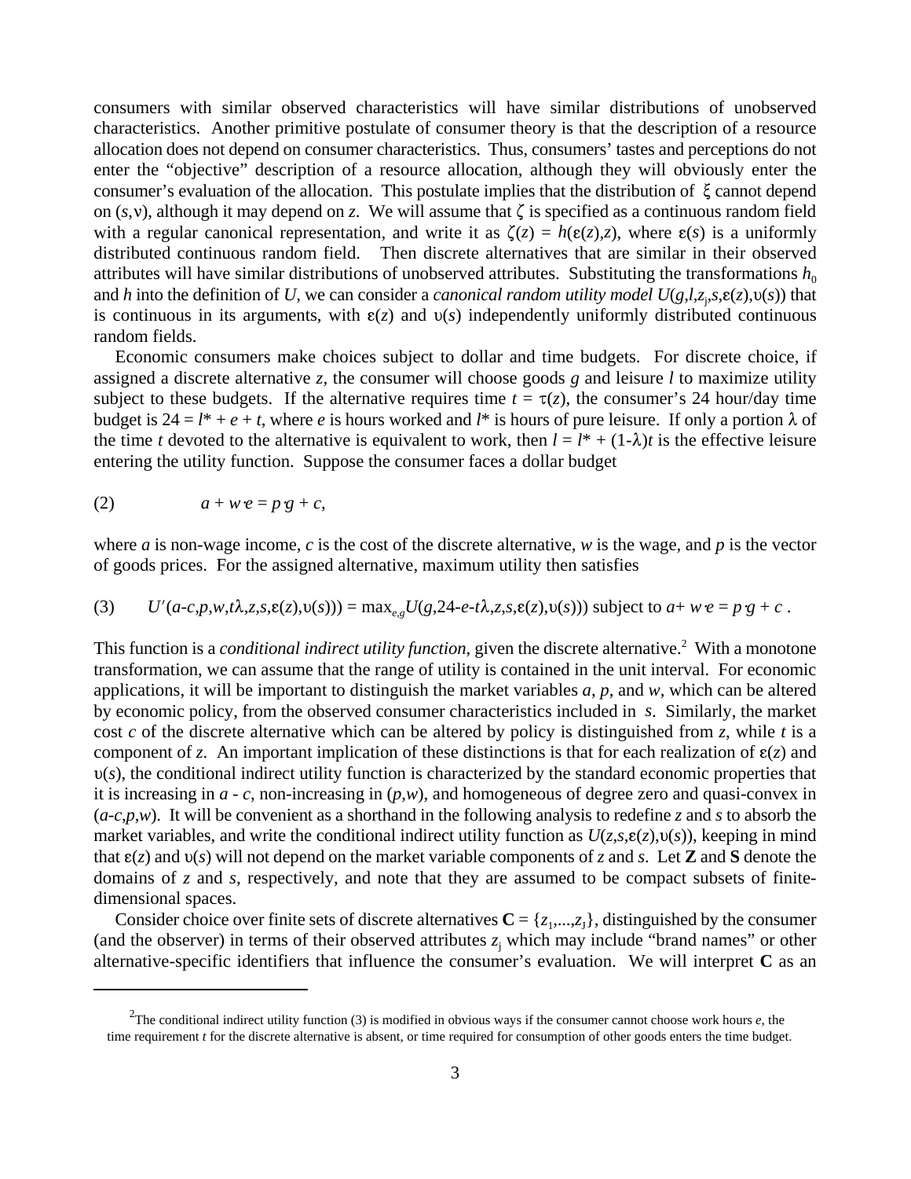consumers with similar observed characteristics will have similar distributions of unobserved characteristics. Another primitive postulate of consumer theory is that the description of a resource allocation does not depend on consumer characteristics. Thus, consumers' tastes and perceptions do not enter the "objective" description of a resource allocation, although they will obviously enter the consumer's evaluation of the allocation. This postulate implies that the distribution of $\xi$ cannot depend on $(s,\nu)$, although it may depend on $z$. We will assume that $\zeta$ is specified as a continuous random field with a regular canonical representation, and write it as $\zeta(z) = h(\varepsilon(z),z)$, where $\varepsilon(s)$ is a uniformly distributed continuous random field. Then discrete alternatives that are similar in their observed attributes will have similar distributions of unobserved attributes. Substituting the transformations $h_0$ and $h$ into the definition of $U$, we can consider a *canonical random utility model* $U(g,l,z_j,s,\varepsilon(z),\upsilon(s))$ that is continuous in its arguments, with $\varepsilon(z)$ and $\upsilon(s)$ independently uniformly distributed continuous random fields.

Economic consumers make choices subject to dollar and time budgets. For discrete choice, if assigned a discrete alternative $z$, the consumer will choose goods $g$ and leisure $l$ to maximize utility subject to these budgets. If the alternative requires time $t = \tau(z)$, the consumer's 24 hour/day time budget is $24 = l^* + e + t$, where $e$ is hours worked and $l^*$ is hours of pure leisure. If only a portion $\lambda$ of the time $t$ devoted to the alternative is equivalent to work, then $l = l^* + (1-\lambda)t$ is the effective leisure entering the utility function. Suppose the consumer faces a dollar budget

$$(2) \qquad a + w{\cdot}e = p{\cdot}g + c,$$

where $a$ is non-wage income, $c$ is the cost of the discrete alternative, $w$ is the wage, and $p$ is the vector of goods prices. For the assigned alternative, maximum utility then satisfies

$$(3) \qquad U'(a\text{-}c,p,w,t\lambda,z,s,\varepsilon(z),\upsilon(s))) = \max_{e,g} U(g,24\text{-}e\text{-}t\lambda,z,s,\varepsilon(z),\upsilon(s))) \text{ subject to } a + w{\cdot}e = p{\cdot}g + c \;.$$

This function is a *conditional indirect utility function*, given the discrete alternative.[2] With a monotone transformation, we can assume that the range of utility is contained in the unit interval. For economic applications, it will be important to distinguish the market variables $a$, $p$, and $w$, which can be altered by economic policy, from the observed consumer characteristics included in $s$. Similarly, the market cost $c$ of the discrete alternative which can be altered by policy is distinguished from $z$, while $t$ is a component of $z$. An important implication of these distinctions is that for each realization of $\varepsilon(z)$ and $\upsilon(s)$, the conditional indirect utility function is characterized by the standard economic properties that it is increasing in $a$ - $c$, non-increasing in $(p,w)$, and homogeneous of degree zero and quasi-convex in $(a\text{-}c,p,w)$. It will be convenient as a shorthand in the following analysis to redefine $z$ and $s$ to absorb the market variables, and write the conditional indirect utility function as $U(z,s,\varepsilon(z),\upsilon(s))$, keeping in mind that $\varepsilon(z)$ and $\upsilon(s)$ will not depend on the market variable components of $z$ and $s$. Let **Z** and **S** denote the domains of $z$ and $s$, respectively, and note that they are assumed to be compact subsets of finite-dimensional spaces.

Consider choice over finite sets of discrete alternatives $\mathbf{C} = \{z_1,...,z_J\}$, distinguished by the consumer (and the observer) in terms of their observed attributes $z_j$ which may include "brand names" or other alternative-specific identifiers that influence the consumer's evaluation. We will interpret **C** as an

---

[2] The conditional indirect utility function (3) is modified in obvious ways if the consumer cannot choose work hours $e$, the time requirement $t$ for the discrete alternative is absent, or time required for consumption of other goods enters the time budget.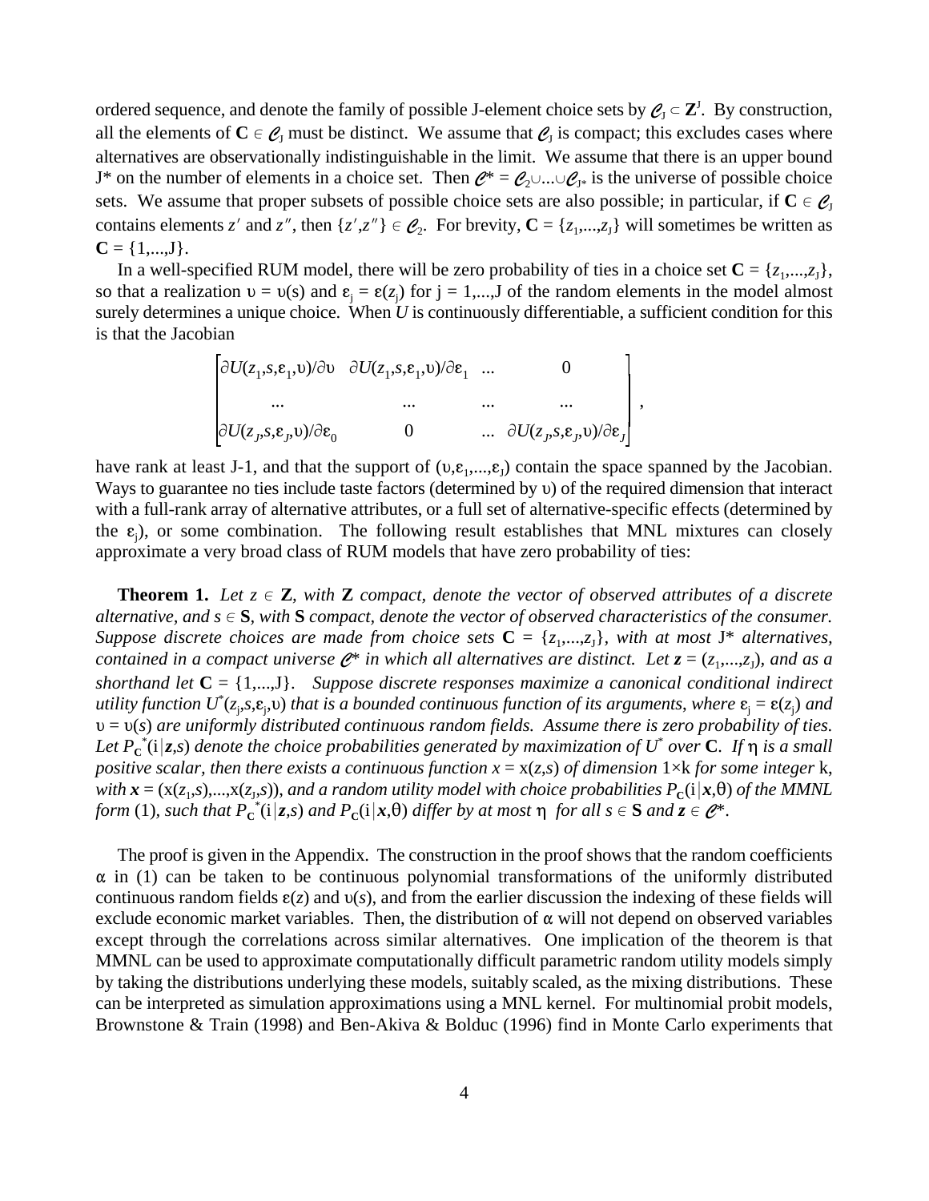ordered sequence, and denote the family of possible J-element choice sets by $\mathcal{C}_J \subset \mathbf{Z}^J$. By construction, all the elements of $\mathbf{C} \in \mathcal{C}_J$ must be distinct. We assume that $\mathcal{C}_J$ is compact; this excludes cases where alternatives are observationally indistinguishable in the limit. We assume that there is an upper bound J* on the number of elements in a choice set. Then $\mathcal{C}^* = \mathcal{C}_2 \cup ... \cup \mathcal{C}_{J^*}$ is the universe of possible choice sets. We assume that proper subsets of possible choice sets are also possible; in particular, if $\mathbf{C} \in \mathcal{C}_J$ contains elements $z'$ and $z''$, then $\{z',z''\} \in \mathcal{C}_2$. For brevity, $\mathbf{C} = \{z_1,...,z_J\}$ will sometimes be written as $\mathbf{C} = \{1,...,J\}$.

In a well-specified RUM model, there will be zero probability of ties in a choice set $\mathbf{C} = \{z_1,...,z_J\}$, so that a realization $\upsilon = \upsilon(s)$ and $\varepsilon_j = \varepsilon(z_j)$ for j = 1,...,J of the random elements in the model almost surely determines a unique choice. When $U$ is continuously differentiable, a sufficient condition for this is that the Jacobian

$$\begin{bmatrix} \partial U(z_1,s,\varepsilon_1,\upsilon)/\partial\upsilon & \partial U(z_1,s,\varepsilon_1,\upsilon)/\partial\varepsilon_1 & ... & 0 \\ ... & ... & ... & ... \\ \partial U(z_J,s,\varepsilon_J,\upsilon)/\partial\varepsilon_0 & 0 & ... & \partial U(z_J,s,\varepsilon_J,\upsilon)/\partial\varepsilon_J \end{bmatrix},$$

have rank at least J-1, and that the support of $(\upsilon,\varepsilon_1,...,\varepsilon_J)$ contain the space spanned by the Jacobian. Ways to guarantee no ties include taste factors (determined by $\upsilon$) of the required dimension that interact with a full-rank array of alternative attributes, or a full set of alternative-specific effects (determined by the $\varepsilon_j$), or some combination. The following result establishes that MNL mixtures can closely approximate a very broad class of RUM models that have zero probability of ties:

**Theorem 1.** *Let $z \in \mathbf{Z}$, with $\mathbf{Z}$ compact, denote the vector of observed attributes of a discrete alternative, and $s \in \mathbf{S}$, with $\mathbf{S}$ compact, denote the vector of observed characteristics of the consumer. Suppose discrete choices are made from choice sets $\mathbf{C} = \{z_1,...,z_J\}$, with at most J\* alternatives, contained in a compact universe $\mathcal{C}^*$ in which all alternatives are distinct. Let $\mathbf{z} = (z_1,...,z_J)$, and as a shorthand let $\mathbf{C} = \{1,...,J\}$. Suppose discrete responses maximize a canonical conditional indirect utility function $U^*(z_j,s,\varepsilon_j,\upsilon)$ that is a bounded continuous function of its arguments, where $\varepsilon_j = \varepsilon(z_j)$ and $\upsilon = \upsilon(s)$ are uniformly distributed continuous random fields. Assume there is zero probability of ties. Let $P_{\mathbf{C}}^*(i|\mathbf{z},s)$ denote the choice probabilities generated by maximization of $U^*$ over $\mathbf{C}$. If $\eta$ is a small positive scalar, then there exists a continuous function $x = x(z,s)$ of dimension $1{\times}k$ for some integer k, with $\mathbf{x} = (x(z_1,s),...,x(z_J,s))$, and a random utility model with choice probabilities $P_{\mathbf{C}}(i|\mathbf{x},\theta)$ of the MMNL form (1), such that $P_{\mathbf{C}}^*(i|\mathbf{z},s)$ and $P_{\mathbf{C}}(i|\mathbf{x},\theta)$ differ by at most $\eta$ for all $s \in \mathbf{S}$ and $\mathbf{z} \in \mathcal{C}^*$.*

The proof is given in the Appendix. The construction in the proof shows that the random coefficients $\alpha$ in (1) can be taken to be continuous polynomial transformations of the uniformly distributed continuous random fields $\varepsilon(z)$ and $\upsilon(s)$, and from the earlier discussion the indexing of these fields will exclude economic market variables. Then, the distribution of $\alpha$ will not depend on observed variables except through the correlations across similar alternatives. One implication of the theorem is that MMNL can be used to approximate computationally difficult parametric random utility models simply by taking the distributions underlying these models, suitably scaled, as the mixing distributions. These can be interpreted as simulation approximations using a MNL kernel. For multinomial probit models, Brownstone & Train (1998) and Ben-Akiva & Bolduc (1996) find in Monte Carlo experiments that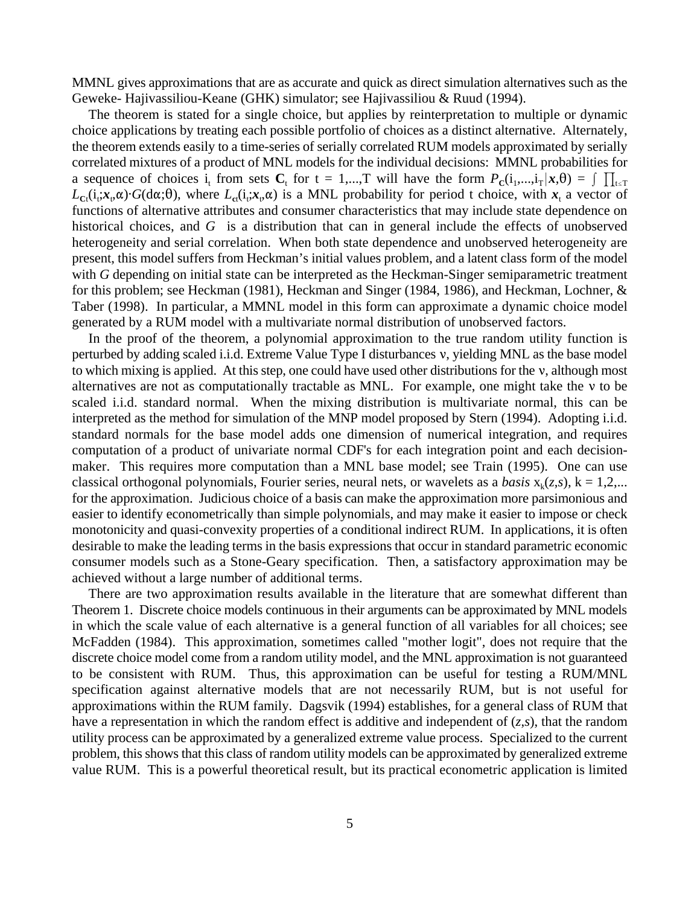MMNL gives approximations that are as accurate and quick as direct simulation alternatives such as the Geweke- Hajivassiliou-Keane (GHK) simulator; see Hajivassiliou & Ruud (1994).

The theorem is stated for a single choice, but applies by reinterpretation to multiple or dynamic choice applications by treating each possible portfolio of choices as a distinct alternative. Alternately, the theorem extends easily to a time-series of serially correlated RUM models approximated by serially correlated mixtures of a product of MNL models for the individual decisions: MMNL probabilities for a sequence of choices $i_t$ from sets $\mathbf{C}_t$ for $t = 1,...,T$ will have the form $P_{\mathbf{C}}(i_1,...,i_T|\boldsymbol{x},\theta) = \int \prod_{t\leq T} L_{\mathbf{C}t}(i_t;\boldsymbol{x}_t,\alpha)\cdot G(d\alpha;\theta)$, where $L_{\mathbf{C}t}(i_t;\boldsymbol{x}_t,\alpha)$ is a MNL probability for period t choice, with $\boldsymbol{x}_t$ a vector of functions of alternative attributes and consumer characteristics that may include state dependence on historical choices, and $G$ is a distribution that can in general include the effects of unobserved heterogeneity and serial correlation. When both state dependence and unobserved heterogeneity are present, this model suffers from Heckman's initial values problem, and a latent class form of the model with $G$ depending on initial state can be interpreted as the Heckman-Singer semiparametric treatment for this problem; see Heckman (1981), Heckman and Singer (1984, 1986), and Heckman, Lochner, & Taber (1998). In particular, a MMNL model in this form can approximate a dynamic choice model generated by a RUM model with a multivariate normal distribution of unobserved factors.

In the proof of the theorem, a polynomial approximation to the true random utility function is perturbed by adding scaled i.i.d. Extreme Value Type I disturbances $\nu$, yielding MNL as the base model to which mixing is applied. At this step, one could have used other distributions for the $\nu$, although most alternatives are not as computationally tractable as MNL. For example, one might take the $\nu$ to be scaled i.i.d. standard normal. When the mixing distribution is multivariate normal, this can be interpreted as the method for simulation of the MNP model proposed by Stern (1994). Adopting i.i.d. standard normals for the base model adds one dimension of numerical integration, and requires computation of a product of univariate normal CDF's for each integration point and each decision-maker. This requires more computation than a MNL base model; see Train (1995). One can use classical orthogonal polynomials, Fourier series, neural nets, or wavelets as a *basis* $x_k(z,s)$, $k = 1,2,...$ for the approximation. Judicious choice of a basis can make the approximation more parsimonious and easier to identify econometrically than simple polynomials, and may make it easier to impose or check monotonicity and quasi-convexity properties of a conditional indirect RUM. In applications, it is often desirable to make the leading terms in the basis expressions that occur in standard parametric economic consumer models such as a Stone-Geary specification. Then, a satisfactory approximation may be achieved without a large number of additional terms.

There are two approximation results available in the literature that are somewhat different than Theorem 1. Discrete choice models continuous in their arguments can be approximated by MNL models in which the scale value of each alternative is a general function of all variables for all choices; see McFadden (1984). This approximation, sometimes called "mother logit", does not require that the discrete choice model come from a random utility model, and the MNL approximation is not guaranteed to be consistent with RUM. Thus, this approximation can be useful for testing a RUM/MNL specification against alternative models that are not necessarily RUM, but is not useful for approximations within the RUM family. Dagsvik (1994) establishes, for a general class of RUM that have a representation in which the random effect is additive and independent of $(z,s)$, that the random utility process can be approximated by a generalized extreme value process. Specialized to the current problem, this shows that this class of random utility models can be approximated by generalized extreme value RUM. This is a powerful theoretical result, but its practical econometric application is limited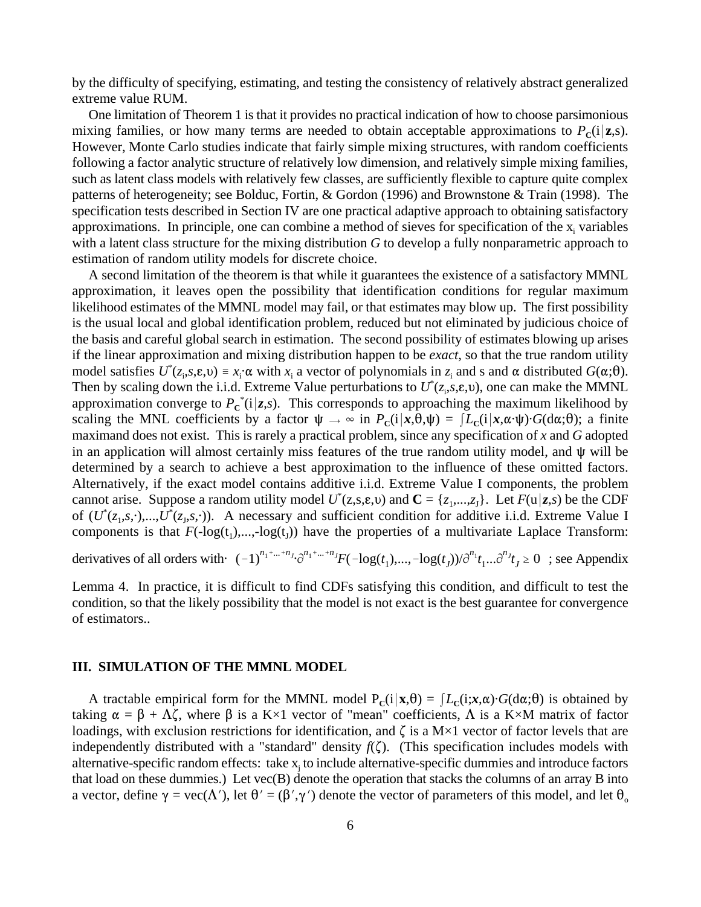by the difficulty of specifying, estimating, and testing the consistency of relatively abstract generalized extreme value RUM.

One limitation of Theorem 1 is that it provides no practical indication of how to choose parsimonious mixing families, or how many terms are needed to obtain acceptable approximations to $P_{\mathbf{C}}(i|\boldsymbol{z},s)$. However, Monte Carlo studies indicate that fairly simple mixing structures, with random coefficients following a factor analytic structure of relatively low dimension, and relatively simple mixing families, such as latent class models with relatively few classes, are sufficiently flexible to capture quite complex patterns of heterogeneity; see Bolduc, Fortin, & Gordon (1996) and Brownstone & Train (1998). The specification tests described in Section IV are one practical adaptive approach to obtaining satisfactory approximations. In principle, one can combine a method of sieves for specification of the $x_i$ variables with a latent class structure for the mixing distribution $G$ to develop a fully nonparametric approach to estimation of random utility models for discrete choice.

A second limitation of the theorem is that while it guarantees the existence of a satisfactory MMNL approximation, it leaves open the possibility that identification conditions for regular maximum likelihood estimates of the MMNL model may fail, or that estimates may blow up. The first possibility is the usual local and global identification problem, reduced but not eliminated by judicious choice of the basis and careful global search in estimation. The second possibility of estimates blowing up arises if the linear approximation and mixing distribution happen to be *exact*, so that the true random utility model satisfies $U^*(z_i,s,\varepsilon,\upsilon) \equiv x_i{\cdot}\alpha$ with $x_i$ a vector of polynomials in $z_i$ and s and $\alpha$ distributed $G(\alpha;\theta)$. Then by scaling down the i.i.d. Extreme Value perturbations to $U^*(z_i,s,\varepsilon,\upsilon)$, one can make the MMNL approximation converge to $P_{\mathbf{C}}^*(i|\boldsymbol{z},s)$. This corresponds to approaching the maximum likelihood by scaling the MNL coefficients by a factor $\psi \rightarrow \infty$ in $P_{\mathbf{C}}(i|\boldsymbol{x},\theta,\psi) = \int L_{\mathbf{C}}(i|\boldsymbol{x},\alpha{\cdot}\psi){\cdot}G(d\alpha;\theta)$; a finite maximand does not exist. This is rarely a practical problem, since any specification of $x$ and $G$ adopted in an application will almost certainly miss features of the true random utility model, and $\psi$ will be determined by a search to achieve a best approximation to the influence of these omitted factors. Alternatively, if the exact model contains additive i.i.d. Extreme Value I components, the problem cannot arise. Suppose a random utility model $U^*(z,s,\varepsilon,\upsilon)$ and $\mathbf{C} = \{z_1,...,z_J\}$. Let $F(u|\boldsymbol{z},s)$ be the CDF of $(U^*(z_1,s,\cdot),...,U^*(z_J,s,\cdot))$. A necessary and sufficient condition for additive i.i.d. Extreme Value I components is that $F(-\log(t_1),...,-\log(t_J))$ have the properties of a multivariate Laplace Transform: derivatives of all orders with $(-1)^{n_1+...+n_J}{\cdot}\partial^{n_1+...+n_J}F(-\log(t_1),...,-\log(t_J))/\partial^{n_1}t_1...\partial^{n_J}t_J \geq 0$ ; see Appendix Lemma 4. In practice, it is difficult to find CDFs satisfying this condition, and difficult to test the condition, so that the likely possibility that the model is not exact is the best guarantee for convergence of estimators..

## III. SIMULATION OF THE MMNL MODEL

A tractable empirical form for the MMNL model $P_{\mathbf{C}}(i|\mathbf{x},\theta) = \int L_{\mathbf{C}}(i;\boldsymbol{x},\alpha){\cdot}G(d\alpha;\theta)$ is obtained by taking $\alpha = \beta + \Lambda\zeta$, where $\beta$ is a K×1 vector of "mean" coefficients, $\Lambda$ is a K×M matrix of factor loadings, with exclusion restrictions for identification, and $\zeta$ is a M×1 vector of factor levels that are independently distributed with a "standard" density $f(\zeta)$. (This specification includes models with alternative-specific random effects: take $x_j$ to include alternative-specific dummies and introduce factors that load on these dummies.) Let vec(B) denote the operation that stacks the columns of an array B into a vector, define $\gamma = \text{vec}(\Lambda')$, let $\theta' = (\beta',\gamma')$ denote the vector of parameters of this model, and let $\theta_o$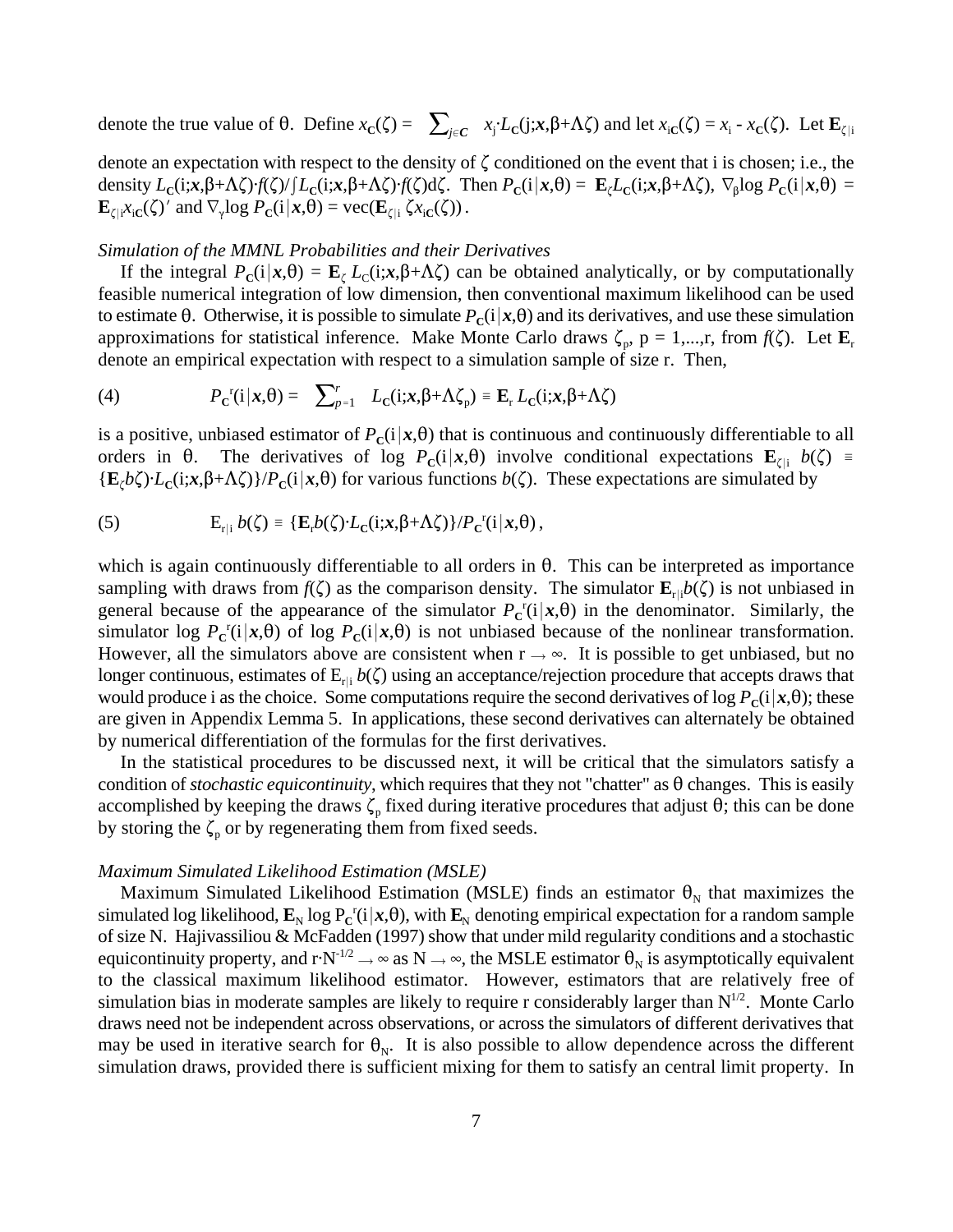denote the true value of θ. Define $x_{\mathbf{C}}(\zeta) = \sum_{j\in \mathbf{C}} x_j \cdot L_{\mathbf{C}}(j;\boldsymbol{x},\beta+\Lambda\zeta)$ and let $x_{i\mathbf{C}}(\zeta) = x_i - x_{\mathbf{C}}(\zeta)$. Let $\mathbf{E}_{\zeta|i}$ denote an expectation with respect to the density of ζ conditioned on the event that i is chosen; i.e., the density $L_{\mathbf{C}}(i;\boldsymbol{x},\beta+\Lambda\zeta)\cdot f(\zeta)/\int L_{\mathbf{C}}(i;\boldsymbol{x},\beta+\Lambda\zeta)\cdot f(\zeta)d\zeta$. Then $P_{\mathbf{C}}(i|\boldsymbol{x},\theta) = \mathbf{E}_{\zeta} L_{\mathbf{C}}(i;\boldsymbol{x},\beta+\Lambda\zeta)$, $\nabla_{\beta}\log P_{\mathbf{C}}(i|\boldsymbol{x},\theta) = \mathbf{E}_{\zeta|i} x_{i\mathbf{C}}(\zeta)'$ and $\nabla_{\gamma}\log P_{\mathbf{C}}(i|\boldsymbol{x},\theta) = \text{vec}(\mathbf{E}_{\zeta|i}\, \zeta x_{i\mathbf{C}}(\zeta))$.

*Simulation of the MMNL Probabilities and their Derivatives*

If the integral $P_{\mathbf{C}}(i|\boldsymbol{x},\theta) = \mathbf{E}_{\zeta}\, L_{C}(i;\boldsymbol{x},\beta+\Lambda\zeta)$ can be obtained analytically, or by computationally feasible numerical integration of low dimension, then conventional maximum likelihood can be used to estimate θ. Otherwise, it is possible to simulate $P_{\mathbf{C}}(i|\boldsymbol{x},\theta)$ and its derivatives, and use these simulation approximations for statistical inference. Make Monte Carlo draws $\zeta_p$, p = 1,...,r, from $f(\zeta)$. Let $\mathbf{E}_r$ denote an empirical expectation with respect to a simulation sample of size r. Then,

$$(4) \qquad P_{\mathbf{C}}^{r}(i|\boldsymbol{x},\theta) = \sum_{p=1}^{r} L_{\mathbf{C}}(i;\boldsymbol{x},\beta+\Lambda\zeta_p) \equiv \mathbf{E}_r\, L_{\mathbf{C}}(i;\boldsymbol{x},\beta+\Lambda\zeta)$$

is a positive, unbiased estimator of $P_{\mathbf{C}}(i|\boldsymbol{x},\theta)$ that is continuous and continuously differentiable to all orders in θ. The derivatives of log $P_{\mathbf{C}}(i|\boldsymbol{x},\theta)$ involve conditional expectations $\mathbf{E}_{\zeta|i}\, b(\zeta) \equiv \{\mathbf{E}_{\zeta} b\zeta)\cdot L_{\mathbf{C}}(i;\boldsymbol{x},\beta+\Lambda\zeta)\}/P_{\mathbf{C}}(i|\boldsymbol{x},\theta)$ for various functions $b(\zeta)$. These expectations are simulated by

$$(5) \qquad \mathrm{E}_{r|i}\, b(\zeta) \equiv \{\mathbf{E}_r b(\zeta)\cdot L_{\mathbf{C}}(i;\boldsymbol{x},\beta+\Lambda\zeta)\}/P_{\mathbf{C}}^{r}(i|\boldsymbol{x},\theta)\,,$$

which is again continuously differentiable to all orders in θ. This can be interpreted as importance sampling with draws from $f(\zeta)$ as the comparison density. The simulator $\mathbf{E}_{r|i}b(\zeta)$ is not unbiased in general because of the appearance of the simulator $P_{\mathbf{C}}^{r}(i|\boldsymbol{x},\theta)$ in the denominator. Similarly, the simulator log $P_{\mathbf{C}}^{r}(i|\boldsymbol{x},\theta)$ of log $P_{\mathbf{C}}(i|\boldsymbol{x},\theta)$ is not unbiased because of the nonlinear transformation. However, all the simulators above are consistent when $r \to \infty$. It is possible to get unbiased, but no longer continuous, estimates of $\mathrm{E}_{r|i}\, b(\zeta)$ using an acceptance/rejection procedure that accepts draws that would produce i as the choice. Some computations require the second derivatives of log $P_{\mathbf{C}}(i|\boldsymbol{x},\theta)$; these are given in Appendix Lemma 5. In applications, these second derivatives can alternately be obtained by numerical differentiation of the formulas for the first derivatives.

In the statistical procedures to be discussed next, it will be critical that the simulators satisfy a condition of *stochastic equicontinuity*, which requires that they not "chatter" as θ changes. This is easily accomplished by keeping the draws $\zeta_p$ fixed during iterative procedures that adjust θ; this can be done by storing the $\zeta_p$ or by regenerating them from fixed seeds.

*Maximum Simulated Likelihood Estimation (MSLE)*

Maximum Simulated Likelihood Estimation (MSLE) finds an estimator $\theta_N$ that maximizes the simulated log likelihood, $\mathbf{E}_N \log P_{\mathbf{C}}^{r}(i|\boldsymbol{x},\theta)$, with $\mathbf{E}_N$ denoting empirical expectation for a random sample of size N. Hajivassiliou & McFadden (1997) show that under mild regularity conditions and a stochastic equicontinuity property, and $r\cdot N^{-1/2} \to \infty$ as $N \to \infty$, the MSLE estimator $\theta_N$ is asymptotically equivalent to the classical maximum likelihood estimator. However, estimators that are relatively free of simulation bias in moderate samples are likely to require r considerably larger than $N^{1/2}$. Monte Carlo draws need not be independent across observations, or across the simulators of different derivatives that may be used in iterative search for $\theta_N$. It is also possible to allow dependence across the different simulation draws, provided there is sufficient mixing for them to satisfy an central limit property. In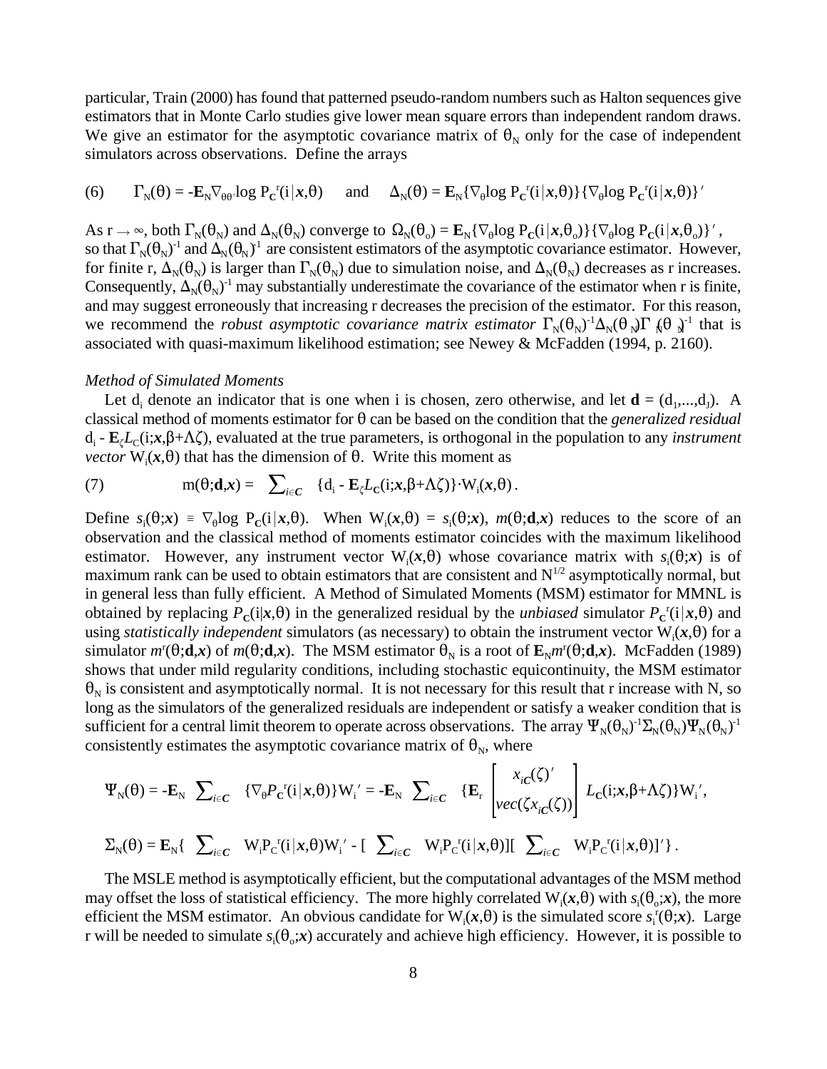particular, Train (2000) has found that patterned pseudo-random numbers such as Halton sequences give estimators that in Monte Carlo studies give lower mean square errors than independent random draws. We give an estimator for the asymptotic covariance matrix of $\theta_N$ only for the case of independent simulators across observations. Define the arrays

$$(6) \qquad \Gamma_N(\theta) = -\mathbf{E}_N \nabla_{\theta\theta'} \log P_{\mathbf{C}}{}^r(i|\boldsymbol{x},\theta) \quad \text{and} \quad \Delta_N(\theta) = \mathbf{E}_N\{\nabla_\theta \log P_{\mathbf{C}}{}^r(i|\boldsymbol{x},\theta)\}\{\nabla_\theta \log P_{\mathbf{C}}{}^r(i|\boldsymbol{x},\theta)\}'$$

As $r \to \infty$, both $\Gamma_N(\theta_N)$ and $\Delta_N(\theta_N)$ converge to $\Omega_N(\theta_o) = \mathbf{E}_N\{\nabla_\theta \log P_{\mathbf{C}}(i|\boldsymbol{x},\theta_o)\}\{\nabla_\theta \log P_{\mathbf{C}}(i|\boldsymbol{x},\theta_o)\}'$, so that $\Gamma_N(\theta_N)^{-1}$ and $\Delta_N(\theta_N)^{-1}$ are consistent estimators of the asymptotic covariance estimator. However, for finite r, $\Delta_N(\theta_N)$ is larger than $\Gamma_N(\theta_N)$ due to simulation noise, and $\Delta_N(\theta_N)$ decreases as r increases. Consequently, $\Delta_N(\theta_N)^{-1}$ may substantially underestimate the covariance of the estimator when r is finite, and may suggest erroneously that increasing r decreases the precision of the estimator. For this reason, we recommend the *robust asymptotic covariance matrix estimator* $\Gamma_N(\theta_N)^{-1}\Delta_N(\theta_N)\Gamma_N(\theta_N)^{-1}$ that is associated with quasi-maximum likelihood estimation; see Newey & McFadden (1994, p. 2160).

*Method of Simulated Moments*

Let $d_i$ denote an indicator that is one when i is chosen, zero otherwise, and let $\mathbf{d} = (d_1,...,d_J)$. A classical method of moments estimator for $\theta$ can be based on the condition that the *generalized residual* $d_i - \mathbf{E}_\zeta L_C(i;\boldsymbol{x},\beta+\Lambda\zeta)$, evaluated at the true parameters, is orthogonal in the population to any *instrument vector* $W_i(\boldsymbol{x},\theta)$ that has the dimension of $\theta$. Write this moment as

$$(7) \qquad m(\theta;\mathbf{d},\boldsymbol{x}) = \sum_{i\in \boldsymbol{C}} \{d_i - \mathbf{E}_\zeta L_{\mathbf{C}}(i;\boldsymbol{x},\beta+\Lambda\zeta)\}\cdot W_i(\boldsymbol{x},\theta)\,.$$

Define $s_i(\theta;\boldsymbol{x}) \equiv \nabla_\theta \log P_{\mathbf{C}}(i|\boldsymbol{x},\theta)$. When $W_i(\boldsymbol{x},\theta) = s_i(\theta;\boldsymbol{x})$, $m(\theta;\mathbf{d},\boldsymbol{x})$ reduces to the score of an observation and the classical method of moments estimator coincides with the maximum likelihood estimator. However, any instrument vector $W_i(\boldsymbol{x},\theta)$ whose covariance matrix with $s_i(\theta;\boldsymbol{x})$ is of maximum rank can be used to obtain estimators that are consistent and $N^{1/2}$ asymptotically normal, but in general less than fully efficient. A Method of Simulated Moments (MSM) estimator for MMNL is obtained by replacing $P_{\mathbf{C}}(i|\boldsymbol{x},\theta)$ in the generalized residual by the *unbiased* simulator $P_{\mathbf{C}}{}^r(i|\boldsymbol{x},\theta)$ and using *statistically independent* simulators (as necessary) to obtain the instrument vector $W_i(\boldsymbol{x},\theta)$ for a simulator $m^r(\theta;\mathbf{d},\boldsymbol{x})$ of $m(\theta;\mathbf{d},\boldsymbol{x})$. The MSM estimator $\theta_N$ is a root of $\mathbf{E}_N m^r(\theta;\mathbf{d},\boldsymbol{x})$. McFadden (1989) shows that under mild regularity conditions, including stochastic equicontinuity, the MSM estimator $\theta_N$ is consistent and asymptotically normal. It is not necessary for this result that r increase with N, so long as the simulators of the generalized residuals are independent or satisfy a weaker condition that is sufficient for a central limit theorem to operate across observations. The array $\Psi_N(\theta_N)^{-1}\Sigma_N(\theta_N)\Psi_N(\theta_N)^{-1}$ consistently estimates the asymptotic covariance matrix of $\theta_N$, where

$$\Psi_N(\theta) = -\mathbf{E}_N \sum_{i\in \boldsymbol{C}} \{\nabla_\theta P_{\boldsymbol{C}}{}^r(i|\boldsymbol{x},\theta)\}W_i' = -\mathbf{E}_N \sum_{i\in \boldsymbol{C}} \{\mathbf{E}_r \begin{bmatrix} x_{i\boldsymbol{C}}(\zeta)' \\ vec(\zeta x_{i\boldsymbol{C}}(\zeta)) \end{bmatrix} L_{\mathbf{C}}(i;\boldsymbol{x},\beta+\Lambda\zeta)\}W_i',$$

$$\Sigma_N(\theta) = \mathbf{E}_N\{ \sum_{i\in \boldsymbol{C}} W_i P_C{}^r(i|\boldsymbol{x},\theta)W_i' - [\sum_{i\in \boldsymbol{C}} W_i P_C{}^r(i|\boldsymbol{x},\theta)][\sum_{i\in \boldsymbol{C}} W_i P_C{}^r(i|\boldsymbol{x},\theta)]'\}\,.$$

The MSLE method is asymptotically efficient, but the computational advantages of the MSM method may offset the loss of statistical efficiency. The more highly correlated $W_i(\boldsymbol{x},\theta)$ with $s_i(\theta_o;\boldsymbol{x})$, the more efficient the MSM estimator. An obvious candidate for $W_i(\boldsymbol{x},\theta)$ is the simulated score $s_i{}^r(\theta;\boldsymbol{x})$. Large r will be needed to simulate $s_i(\theta_o;\boldsymbol{x})$ accurately and achieve high efficiency. However, it is possible to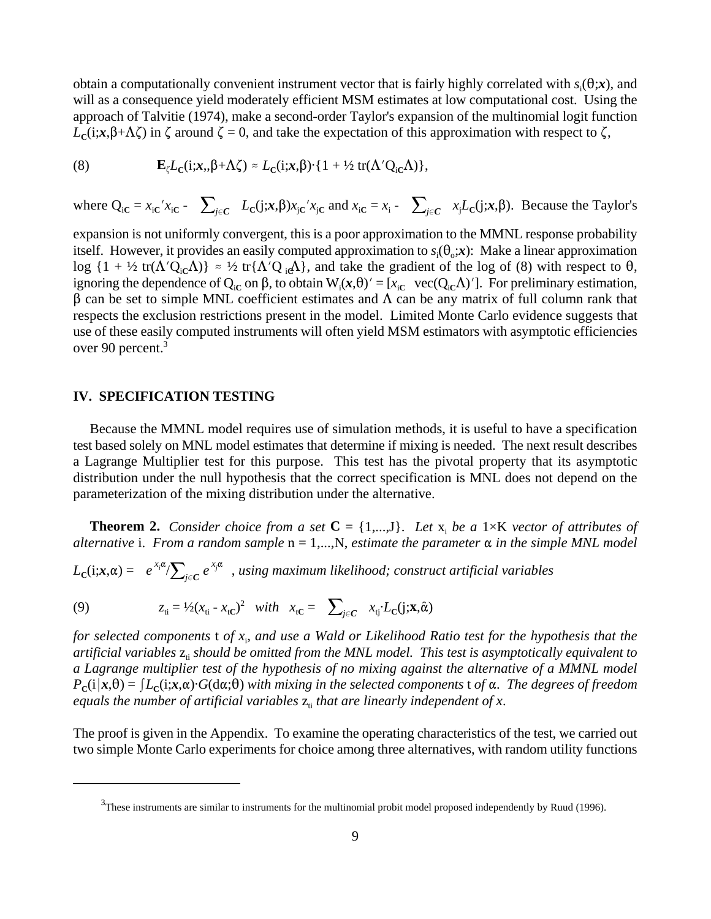obtain a computationally convenient instrument vector that is fairly highly correlated with $s_i(\theta;\boldsymbol{x})$, and will as a consequence yield moderately efficient MSM estimates at low computational cost. Using the approach of Talvitie (1974), make a second-order Taylor's expansion of the multinomial logit function $L_{\mathbf{C}}(i;\boldsymbol{x},\beta+\Lambda\zeta)$ in $\zeta$ around $\zeta = 0$, and take the expectation of this approximation with respect to $\zeta$,

$$\text{(8)} \qquad \mathbf{E}_{\zeta} L_{\mathbf{C}}(i;\boldsymbol{x},,\beta+\Lambda\zeta) \approx L_{\mathbf{C}}(i;\boldsymbol{x},\beta)\cdot\{1 + \tfrac{1}{2}\,\mathrm{tr}(\Lambda' Q_{i\mathbf{C}}\Lambda)\},$$

where $Q_{i\mathbf{C}} = x_{i\mathbf{C}}{}' x_{i\mathbf{C}} - \sum_{j\in \mathbf{C}} L_{\mathbf{C}}(j;\boldsymbol{x},\beta) x_{j\mathbf{C}}{}' x_{j\mathbf{C}}$ and $x_{i\mathbf{C}} = x_i - \sum_{j\in \mathbf{C}} x_j L_{\mathbf{C}}(j;\beta)$. Because the Taylor's expansion is not uniformly convergent, this is a poor approximation to the MMNL response probability itself. However, it provides an easily computed approximation to $s_i(\theta_o;\boldsymbol{x})$: Make a linear approximation $\log\,\{1 + \tfrac{1}{2}\,\mathrm{tr}(\Lambda' Q_{i\mathbf{C}}\Lambda)\} \approx \tfrac{1}{2}\,\mathrm{tr}\{\Lambda' Q_{i\mathbf{C}}\Lambda\}$, and take the gradient of the log of (8) with respect to $\theta$, ignoring the dependence of $Q_{i\mathbf{C}}$ on $\beta$, to obtain $W_i(\boldsymbol{x},\theta)' = [x_{i\mathbf{C}} \;\; \mathrm{vec}(Q_{i\mathbf{C}}\Lambda)']$. For preliminary estimation, $\beta$ can be set to simple MNL coefficient estimates and $\Lambda$ can be any matrix of full column rank that respects the exclusion restrictions present in the model. Limited Monte Carlo evidence suggests that use of these easily computed instruments will often yield MSM estimators with asymptotic efficiencies over 90 percent.[3]

## IV. SPECIFICATION TESTING

Because the MMNL model requires use of simulation methods, it is useful to have a specification test based solely on MNL model estimates that determine if mixing is needed. The next result describes a Lagrange Multiplier test for this purpose. This test has the pivotal property that its asymptotic distribution under the null hypothesis that the correct specification is MNL does not depend on the parameterization of the mixing distribution under the alternative.

**Theorem 2.** *Consider choice from a set* $\mathbf{C} = \{1,...,J\}$. *Let* $x_i$ *be a* $1\times K$ *vector of attributes of alternative* i. *From a random sample* $n = 1,...,N$, *estimate the parameter* $\alpha$ *in the simple MNL model* $L_{\mathbf{C}}(i;\boldsymbol{x},\alpha) = e^{x_i\alpha}/\sum_{j\in \mathbf{C}} e^{x_j\alpha}$ *, using maximum likelihood; construct artificial variables*

$$\text{(9)} \qquad z_{ti} = \tfrac{1}{2}(x_{ti} - x_{t\mathbf{C}})^2 \quad with \quad x_{t\mathbf{C}} = \sum_{j\in \mathbf{C}} x_{tj}\cdot L_{\mathbf{C}}(j;\mathbf{x},\hat{\alpha})$$

*for selected components* t *of* $x_i$, *and use a Wald or Likelihood Ratio test for the hypothesis that the artificial variables* $z_{ti}$ *should be omitted from the MNL model. This test is asymptotically equivalent to a Lagrange multiplier test of the hypothesis of no mixing against the alternative of a MMNL model* $P_{\mathbf{C}}(i|\boldsymbol{x},\theta) = \int L_{\mathbf{C}}(i;\boldsymbol{x},\alpha)\cdot G(d\alpha;\theta)$ *with mixing in the selected components* t *of* $\alpha$. *The degrees of freedom equals the number of artificial variables* $z_{ti}$ *that are linearly independent of* $x$.

The proof is given in the Appendix. To examine the operating characteristics of the test, we carried out two simple Monte Carlo experiments for choice among three alternatives, with random utility functions

---

[3] These instruments are similar to instruments for the multinomial probit model proposed independently by Ruud (1996).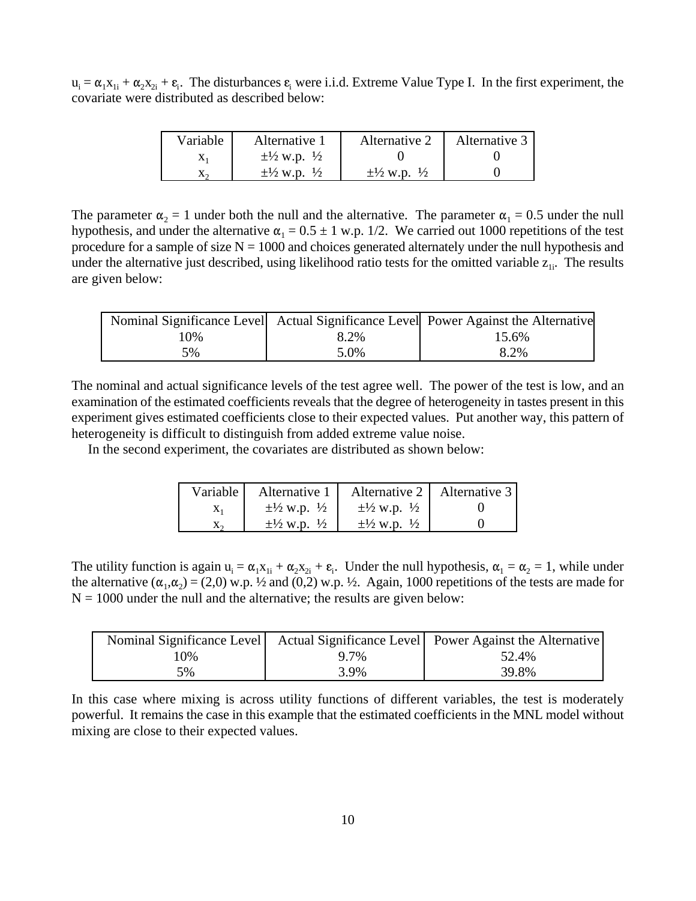$u_i = \alpha_1 x_{1i} + \alpha_2 x_{2i} + \varepsilon_i$. The disturbances $\varepsilon_i$ were i.i.d. Extreme Value Type I. In the first experiment, the covariate were distributed as described below:

| Variable | Alternative 1 | Alternative 2 | Alternative 3 |
|---|---|---|---|
| $x_1$ | ±½ w.p. ½ | 0 | 0 |
| $x_2$ | ±½ w.p. ½ | ±½ w.p. ½ | 0 |

The parameter $\alpha_2 = 1$ under both the null and the alternative. The parameter $\alpha_1 = 0.5$ under the null hypothesis, and under the alternative $\alpha_1 = 0.5 \pm 1$ w.p. 1/2. We carried out 1000 repetitions of the test procedure for a sample of size N = 1000 and choices generated alternately under the null hypothesis and under the alternative just described, using likelihood ratio tests for the omitted variable $z_{1i}$. The results are given below:

| Nominal Significance Level | Actual Significance Level | Power Against the Alternative |
|---|---|---|
| 10% | 8.2% | 15.6% |
| 5% | 5.0% | 8.2% |

The nominal and actual significance levels of the test agree well. The power of the test is low, and an examination of the estimated coefficients reveals that the degree of heterogeneity in tastes present in this experiment gives estimated coefficients close to their expected values. Put another way, this pattern of heterogeneity is difficult to distinguish from added extreme value noise.

In the second experiment, the covariates are distributed as shown below:

| Variable | Alternative 1 | Alternative 2 | Alternative 3 |
|---|---|---|---|
| $x_1$ | ±½ w.p. ½ | ±½ w.p. ½ | 0 |
| $x_2$ | ±½ w.p. ½ | ±½ w.p. ½ | 0 |

The utility function is again $u_i = \alpha_1 x_{1i} + \alpha_2 x_{2i} + \varepsilon_i$. Under the null hypothesis, $\alpha_1 = \alpha_2 = 1$, while under the alternative $(\alpha_1,\alpha_2) = (2,0)$ w.p. ½ and $(0,2)$ w.p. ½. Again, 1000 repetitions of the tests are made for N = 1000 under the null and the alternative; the results are given below:

| Nominal Significance Level | Actual Significance Level | Power Against the Alternative |
|---|---|---|
| 10% | 9.7% | 52.4% |
| 5% | 3.9% | 39.8% |

In this case where mixing is across utility functions of different variables, the test is moderately powerful. It remains the case in this example that the estimated coefficients in the MNL model without mixing are close to their expected values.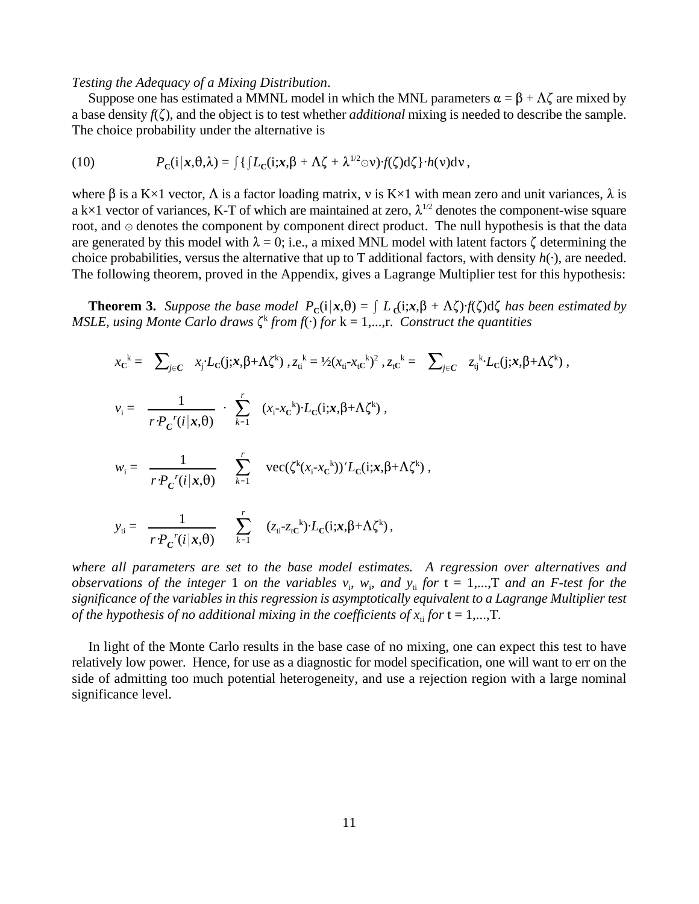*Testing the Adequacy of a Mixing Distribution*.

Suppose one has estimated a MMNL model in which the MNL parameters $\alpha = \beta + \Lambda\zeta$ are mixed by a base density $f(\zeta)$, and the object is to test whether *additional* mixing is needed to describe the sample. The choice probability under the alternative is

$$(10) \qquad P_{\mathbf{C}}(\mathrm{i}|\boldsymbol{x},\theta,\lambda) = \int\{\int L_{\mathbf{C}}(\mathrm{i};\boldsymbol{x},\beta + \Lambda\zeta + \lambda^{1/2}\odot\nu)\cdot f(\zeta)\mathrm{d}\zeta\}\cdot h(\nu)\mathrm{d}\nu\,,$$

where $\beta$ is a K×1 vector, $\Lambda$ is a factor loading matrix, $\nu$ is K×1 with mean zero and unit variances, $\lambda$ is a k×1 vector of variances, K-T of which are maintained at zero, $\lambda^{1/2}$ denotes the component-wise square root, and $\odot$ denotes the component by component direct product. The null hypothesis is that the data are generated by this model with $\lambda = 0$; i.e., a mixed MNL model with latent factors $\zeta$ determining the choice probabilities, versus the alternative that up to T additional factors, with density $h(\cdot)$, are needed. The following theorem, proved in the Appendix, gives a Lagrange Multiplier test for this hypothesis:

**Theorem 3.** *Suppose the base model* $P_{\mathbf{C}}(\mathrm{i}|\boldsymbol{x},\theta) = \int L_{\mathbf{C}}(\mathrm{i};\boldsymbol{x},\beta + \Lambda\zeta)\cdot f(\zeta)\mathrm{d}\zeta$ *has been estimated by MSLE, using Monte Carlo draws* $\zeta^{k}$ *from* $f(\cdot)$ *for* $k = 1,...,r$. *Construct the quantities*

$$x_{\mathbf{C}}^{k} = \sum_{j\in\boldsymbol{C}} x_{j}\cdot L_{\mathbf{C}}(\mathrm{j};\boldsymbol{x},\beta+\Lambda\zeta^{k})\,,\ z_{ti}^{k} = \tfrac{1}{2}(x_{ti}-x_{t\mathbf{C}}^{k})^{2}\,,\ z_{t\mathbf{C}}^{k} = \sum_{j\in\boldsymbol{C}} z_{tj}^{k}\cdot L_{\mathbf{C}}(\mathrm{j};\boldsymbol{x},\beta+\Lambda\zeta^{k})\,,$$

$$v_{i} = \frac{1}{r\cdot P_{\boldsymbol{C}}^{r}(i|\boldsymbol{x},\theta)} \cdot \sum_{k=1}^{r} (x_{i}-x_{\mathbf{C}}^{k})\cdot L_{\mathbf{C}}(\mathrm{i};\boldsymbol{x},\beta+\Lambda\zeta^{k})\,,$$

$$w_{i} = \frac{1}{r\cdot P_{\boldsymbol{C}}^{r}(i|\boldsymbol{x},\theta)} \sum_{k=1}^{r} \mathrm{vec}(\zeta^{k}(x_{i}-x_{\mathbf{C}}^{k}))'L_{\mathbf{C}}(\mathrm{i};\boldsymbol{x},\beta+\Lambda\zeta^{k})\,,$$

$$y_{ti} = \frac{1}{r\cdot P_{\boldsymbol{C}}^{r}(i|\boldsymbol{x},\theta)} \sum_{k=1}^{r} (z_{ti}-z_{t\mathbf{C}}^{k})\cdot L_{\mathbf{C}}(\mathrm{i};\boldsymbol{x},\beta+\Lambda\zeta^{k})\,,$$

*where all parameters are set to the base model estimates. A regression over alternatives and observations of the integer* 1 *on the variables* $v_i$, $w_i$, *and* $y_{ti}$ *for* $t = 1,...,T$ *and an F-test for the significance of the variables in this regression is asymptotically equivalent to a Lagrange Multiplier test of the hypothesis of no additional mixing in the coefficients of* $x_{ti}$ *for* $t = 1,...,T$.

In light of the Monte Carlo results in the base case of no mixing, one can expect this test to have relatively low power. Hence, for use as a diagnostic for model specification, one will want to err on the side of admitting too much potential heterogeneity, and use a rejection region with a large nominal significance level.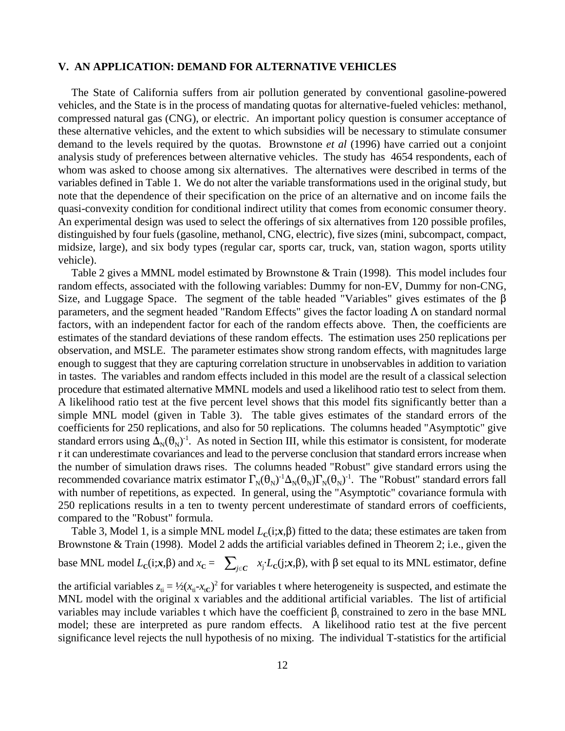## V. AN APPLICATION: DEMAND FOR ALTERNATIVE VEHICLES

The State of California suffers from air pollution generated by conventional gasoline-powered vehicles, and the State is in the process of mandating quotas for alternative-fueled vehicles: methanol, compressed natural gas (CNG), or electric. An important policy question is consumer acceptance of these alternative vehicles, and the extent to which subsidies will be necessary to stimulate consumer demand to the levels required by the quotas. Brownstone *et al* (1996) have carried out a conjoint analysis study of preferences between alternative vehicles. The study has 4654 respondents, each of whom was asked to choose among six alternatives. The alternatives were described in terms of the variables defined in Table 1. We do not alter the variable transformations used in the original study, but note that the dependence of their specification on the price of an alternative and on income fails the quasi-convexity condition for conditional indirect utility that comes from economic consumer theory. An experimental design was used to select the offerings of six alternatives from 120 possible profiles, distinguished by four fuels (gasoline, methanol, CNG, electric), five sizes (mini, subcompact, compact, midsize, large), and six body types (regular car, sports car, truck, van, station wagon, sports utility vehicle).

Table 2 gives a MMNL model estimated by Brownstone & Train (1998). This model includes four random effects, associated with the following variables: Dummy for non-EV, Dummy for non-CNG, Size, and Luggage Space. The segment of the table headed "Variables" gives estimates of the $\beta$ parameters, and the segment headed "Random Effects" gives the factor loading $\Lambda$ on standard normal factors, with an independent factor for each of the random effects above. Then, the coefficients are estimates of the standard deviations of these random effects. The estimation uses 250 replications per observation, and MSLE. The parameter estimates show strong random effects, with magnitudes large enough to suggest that they are capturing correlation structure in unobservables in addition to variation in tastes. The variables and random effects included in this model are the result of a classical selection procedure that estimated alternative MMNL models and used a likelihood ratio test to select from them. A likelihood ratio test at the five percent level shows that this model fits significantly better than a simple MNL model (given in Table 3). The table gives estimates of the standard errors of the coefficients for 250 replications, and also for 50 replications. The columns headed "Asymptotic" give standard errors using $\Delta_N(\theta_N)^{-1}$. As noted in Section III, while this estimator is consistent, for moderate r it can underestimate covariances and lead to the perverse conclusion that standard errors increase when the number of simulation draws rises. The columns headed "Robust" give standard errors using the recommended covariance matrix estimator $\Gamma_N(\theta_N)^{-1}\Delta_N(\theta_N)\Gamma_N(\theta_N)^{-1}$. The "Robust" standard errors fall with number of repetitions, as expected. In general, using the "Asymptotic" covariance formula with 250 replications results in a ten to twenty percent underestimate of standard errors of coefficients, compared to the "Robust" formula.

Table 3, Model 1, is a simple MNL model $L_{\mathbf{C}}(i;\boldsymbol{x},\beta)$ fitted to the data; these estimates are taken from Brownstone & Train (1998). Model 2 adds the artificial variables defined in Theorem 2; i.e., given the base MNL model $L_{\mathbf{C}}(i;\boldsymbol{x},\beta)$ and $x_{\mathbf{C}} = \sum_{j\in \boldsymbol{C}} x_j \cdot L_{\mathbf{C}}(j;\boldsymbol{x},\beta)$, with $\beta$ set equal to its MNL estimator, define the artificial variables $z_{ti} = ½(x_{ti}-x_{t\mathbf{C}})^2$ for variables t where heterogeneity is suspected, and estimate the MNL model with the original x variables and the additional artificial variables. The list of artificial variables may include variables t which have the coefficient $\beta_t$ constrained to zero in the base MNL model; these are interpreted as pure random effects. A likelihood ratio test at the five percent significance level rejects the null hypothesis of no mixing. The individual T-statistics for the artificial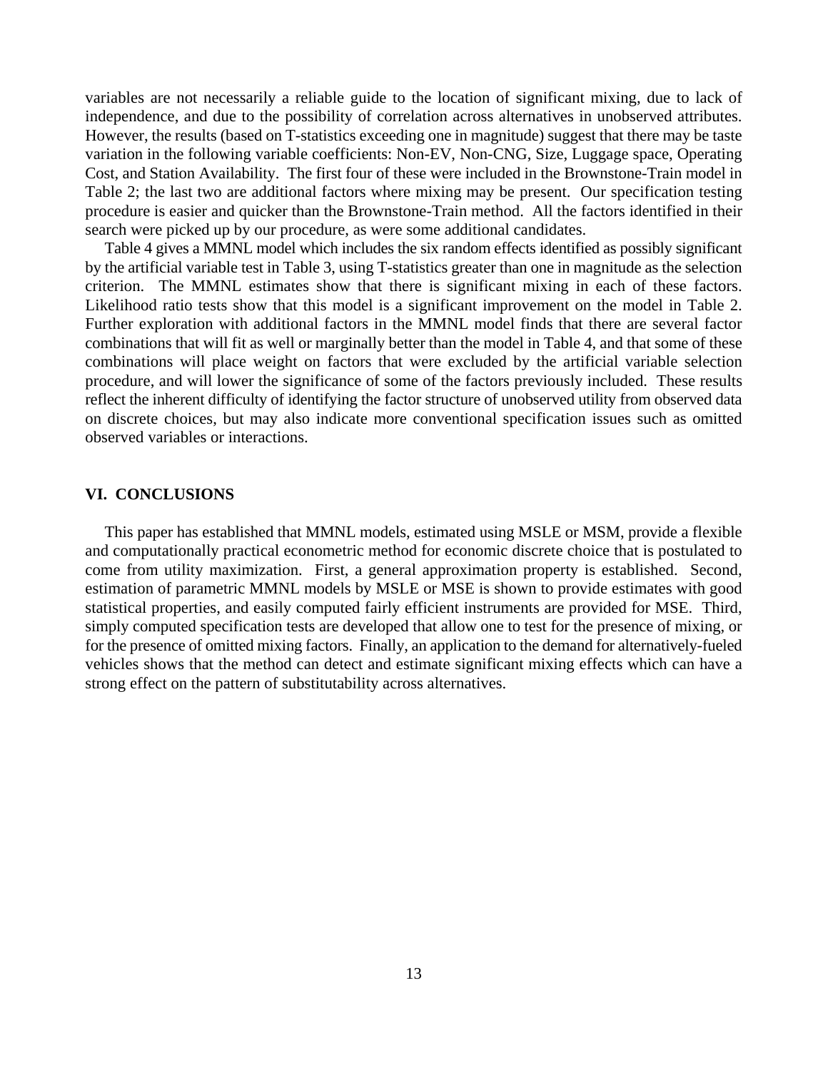variables are not necessarily a reliable guide to the location of significant mixing, due to lack of independence, and due to the possibility of correlation across alternatives in unobserved attributes. However, the results (based on T-statistics exceeding one in magnitude) suggest that there may be taste variation in the following variable coefficients: Non-EV, Non-CNG, Size, Luggage space, Operating Cost, and Station Availability. The first four of these were included in the Brownstone-Train model in Table 2; the last two are additional factors where mixing may be present. Our specification testing procedure is easier and quicker than the Brownstone-Train method. All the factors identified in their search were picked up by our procedure, as were some additional candidates.

Table 4 gives a MMNL model which includes the six random effects identified as possibly significant by the artificial variable test in Table 3, using T-statistics greater than one in magnitude as the selection criterion. The MMNL estimates show that there is significant mixing in each of these factors. Likelihood ratio tests show that this model is a significant improvement on the model in Table 2. Further exploration with additional factors in the MMNL model finds that there are several factor combinations that will fit as well or marginally better than the model in Table 4, and that some of these combinations will place weight on factors that were excluded by the artificial variable selection procedure, and will lower the significance of some of the factors previously included. These results reflect the inherent difficulty of identifying the factor structure of unobserved utility from observed data on discrete choices, but may also indicate more conventional specification issues such as omitted observed variables or interactions.

## VI. CONCLUSIONS

This paper has established that MMNL models, estimated using MSLE or MSM, provide a flexible and computationally practical econometric method for economic discrete choice that is postulated to come from utility maximization. First, a general approximation property is established. Second, estimation of parametric MMNL models by MSLE or MSE is shown to provide estimates with good statistical properties, and easily computed fairly efficient instruments are provided for MSE. Third, simply computed specification tests are developed that allow one to test for the presence of mixing, or for the presence of omitted mixing factors. Finally, an application to the demand for alternatively-fueled vehicles shows that the method can detect and estimate significant mixing effects which can have a strong effect on the pattern of substitutability across alternatives.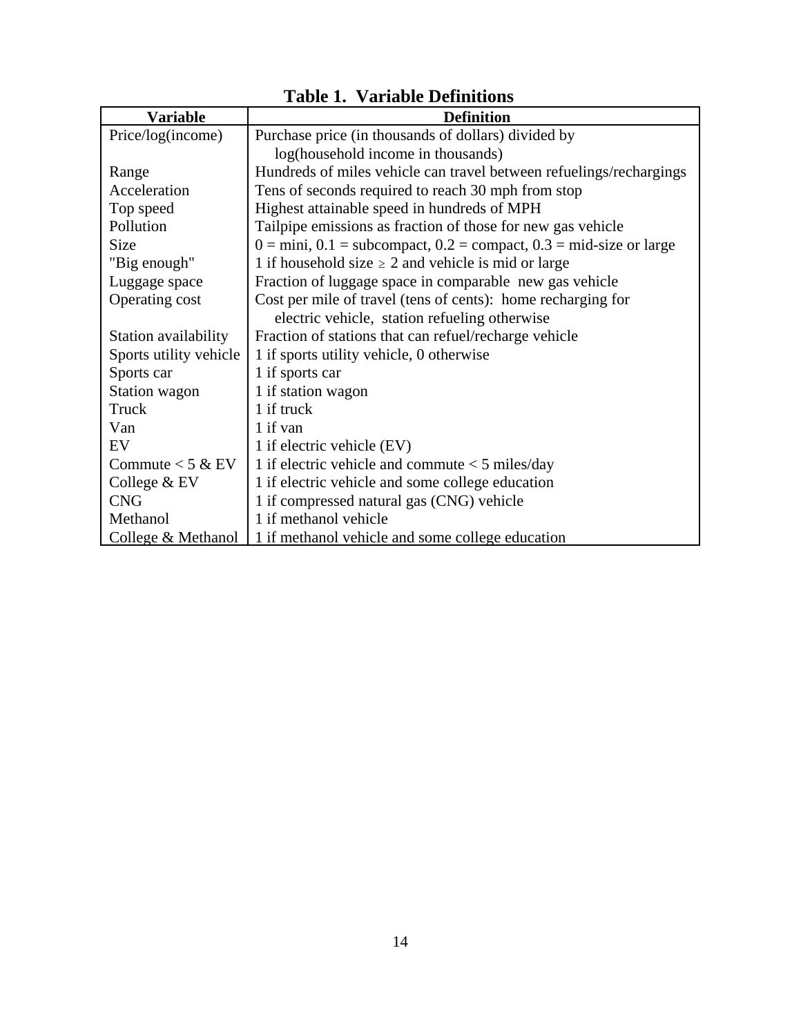**Table 1. Variable Definitions**

| Variable | Definition |
| --- | --- |
| Price/log(income) | Purchase price (in thousands of dollars) divided by log(household income in thousands) |
| Range | Hundreds of miles vehicle can travel between refuelings/rechargings |
| Acceleration | Tens of seconds required to reach 30 mph from stop |
| Top speed | Highest attainable speed in hundreds of MPH |
| Pollution | Tailpipe emissions as fraction of those for new gas vehicle |
| Size | 0 = mini, 0.1 = subcompact, 0.2 = compact, 0.3 = mid-size or large |
| "Big enough" | 1 if household size $\geq$ 2 and vehicle is mid or large |
| Luggage space | Fraction of luggage space in comparable new gas vehicle |
| Operating cost | Cost per mile of travel (tens of cents): home recharging for electric vehicle, station refueling otherwise |
| Station availability | Fraction of stations that can refuel/recharge vehicle |
| Sports utility vehicle | 1 if sports utility vehicle, 0 otherwise |
| Sports car | 1 if sports car |
| Station wagon | 1 if station wagon |
| Truck | 1 if truck |
| Van | 1 if van |
| EV | 1 if electric vehicle (EV) |
| Commute < 5 & EV | 1 if electric vehicle and commute < 5 miles/day |
| College & EV | 1 if electric vehicle and some college education |
| CNG | 1 if compressed natural gas (CNG) vehicle |
| Methanol | 1 if methanol vehicle |
| College & Methanol | 1 if methanol vehicle and some college education |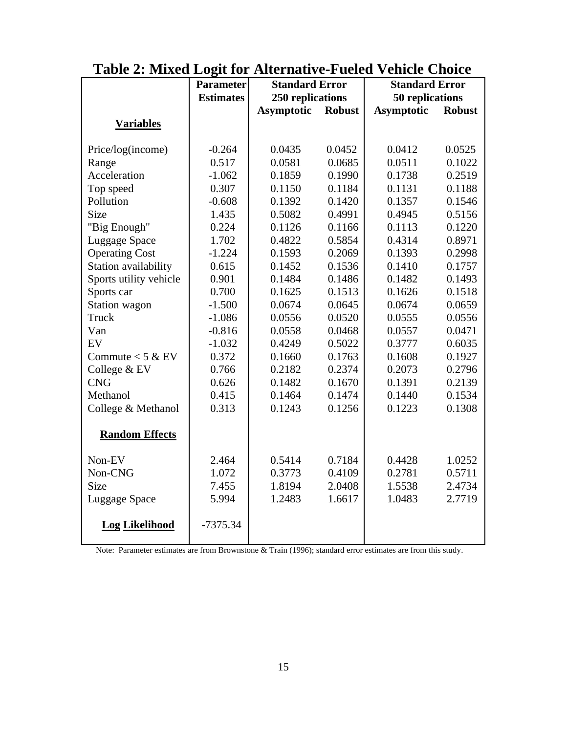# Table 2: Mixed Logit for Alternative-Fueled Vehicle Choice

| | Parameter Estimates | Standard Error 250 replications | | Standard Error 50 replications | |
|---|---|---|---|---|---|
| | | Asymptotic | Robust | Asymptotic | Robust |
| **Variables** | | | | | |
| Price/log(income) | -0.264 | 0.0435 | 0.0452 | 0.0412 | 0.0525 |
| Range | 0.517 | 0.0581 | 0.0685 | 0.0511 | 0.1022 |
| Acceleration | -1.062 | 0.1859 | 0.1990 | 0.1738 | 0.2519 |
| Top speed | 0.307 | 0.1150 | 0.1184 | 0.1131 | 0.1188 |
| Pollution | -0.608 | 0.1392 | 0.1420 | 0.1357 | 0.1546 |
| Size | 1.435 | 0.5082 | 0.4991 | 0.4945 | 0.5156 |
| "Big Enough" | 0.224 | 0.1126 | 0.1166 | 0.1113 | 0.1220 |
| Luggage Space | 1.702 | 0.4822 | 0.5854 | 0.4314 | 0.8971 |
| Operating Cost | -1.224 | 0.1593 | 0.2069 | 0.1393 | 0.2998 |
| Station availability | 0.615 | 0.1452 | 0.1536 | 0.1410 | 0.1757 |
| Sports utility vehicle | 0.901 | 0.1484 | 0.1486 | 0.1482 | 0.1493 |
| Sports car | 0.700 | 0.1625 | 0.1513 | 0.1626 | 0.1518 |
| Station wagon | -1.500 | 0.0674 | 0.0645 | 0.0674 | 0.0659 |
| Truck | -1.086 | 0.0556 | 0.0520 | 0.0555 | 0.0556 |
| Van | -0.816 | 0.0558 | 0.0468 | 0.0557 | 0.0471 |
| EV | -1.032 | 0.4249 | 0.5022 | 0.3777 | 0.6035 |
| Commute < 5 & EV | 0.372 | 0.1660 | 0.1763 | 0.1608 | 0.1927 |
| College & EV | 0.766 | 0.2182 | 0.2374 | 0.2073 | 0.2796 |
| CNG | 0.626 | 0.1482 | 0.1670 | 0.1391 | 0.2139 |
| Methanol | 0.415 | 0.1464 | 0.1474 | 0.1440 | 0.1534 |
| College & Methanol | 0.313 | 0.1243 | 0.1256 | 0.1223 | 0.1308 |
| **Random Effects** | | | | | |
| Non-EV | 2.464 | 0.5414 | 0.7184 | 0.4428 | 1.0252 |
| Non-CNG | 1.072 | 0.3773 | 0.4109 | 0.2781 | 0.5711 |
| Size | 7.455 | 1.8194 | 2.0408 | 1.5538 | 2.4734 |
| Luggage Space | 5.994 | 1.2483 | 1.6617 | 1.0483 | 2.7719 |
| **Log Likelihood** | -7375.34 | | | | |

Note: Parameter estimates are from Brownstone & Train (1996); standard error estimates are from this study.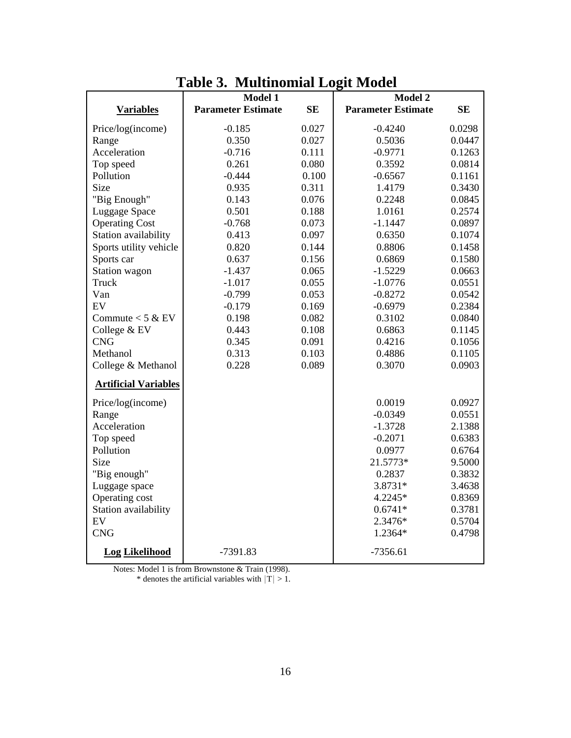# Table 3. Multinomial Logit Model

| | Model 1 | | Model 2 | |
|---|---|---|---|---|
| **Variables** | **Parameter Estimate** | **SE** | **Parameter Estimate** | **SE** |
| Price/log(income) | -0.185 | 0.027 | -0.4240 | 0.0298 |
| Range | 0.350 | 0.027 | 0.5036 | 0.0447 |
| Acceleration | -0.716 | 0.111 | -0.9771 | 0.1263 |
| Top speed | 0.261 | 0.080 | 0.3592 | 0.0814 |
| Pollution | -0.444 | 0.100 | -0.6567 | 0.1161 |
| Size | 0.935 | 0.311 | 1.4179 | 0.3430 |
| "Big Enough" | 0.143 | 0.076 | 0.2248 | 0.0845 |
| Luggage Space | 0.501 | 0.188 | 1.0161 | 0.2574 |
| Operating Cost | -0.768 | 0.073 | -1.1447 | 0.0897 |
| Station availability | 0.413 | 0.097 | 0.6350 | 0.1074 |
| Sports utility vehicle | 0.820 | 0.144 | 0.8806 | 0.1458 |
| Sports car | 0.637 | 0.156 | 0.6869 | 0.1580 |
| Station wagon | -1.437 | 0.065 | -1.5229 | 0.0663 |
| Truck | -1.017 | 0.055 | -1.0776 | 0.0551 |
| Van | -0.799 | 0.053 | -0.8272 | 0.0542 |
| EV | -0.179 | 0.169 | -0.6979 | 0.2384 |
| Commute < 5 & EV | 0.198 | 0.082 | 0.3102 | 0.0840 |
| College & EV | 0.443 | 0.108 | 0.6863 | 0.1145 |
| CNG | 0.345 | 0.091 | 0.4216 | 0.1056 |
| Methanol | 0.313 | 0.103 | 0.4886 | 0.1105 |
| College & Methanol | 0.228 | 0.089 | 0.3070 | 0.0903 |
| **Artificial Variables** | | | | |
| Price/log(income) | | | 0.0019 | 0.0927 |
| Range | | | -0.0349 | 0.0551 |
| Acceleration | | | -1.3728 | 2.1388 |
| Top speed | | | -0.2071 | 0.6383 |
| Pollution | | | 0.0977 | 0.6764 |
| Size | | | 21.5773* | 9.5000 |
| "Big enough" | | | 0.2837 | 0.3832 |
| Luggage space | | | 3.8731* | 3.4638 |
| Operating cost | | | 4.2245* | 0.8369 |
| Station availability | | | 0.6741* | 0.3781 |
| EV | | | 2.3476* | 0.5704 |
| CNG | | | 1.2364* | 0.4798 |
| **Log Likelihood** | -7391.83 | | -7356.61 | |

Notes: Model 1 is from Brownstone & Train (1998).

\* denotes the artificial variables with $|T| > 1$.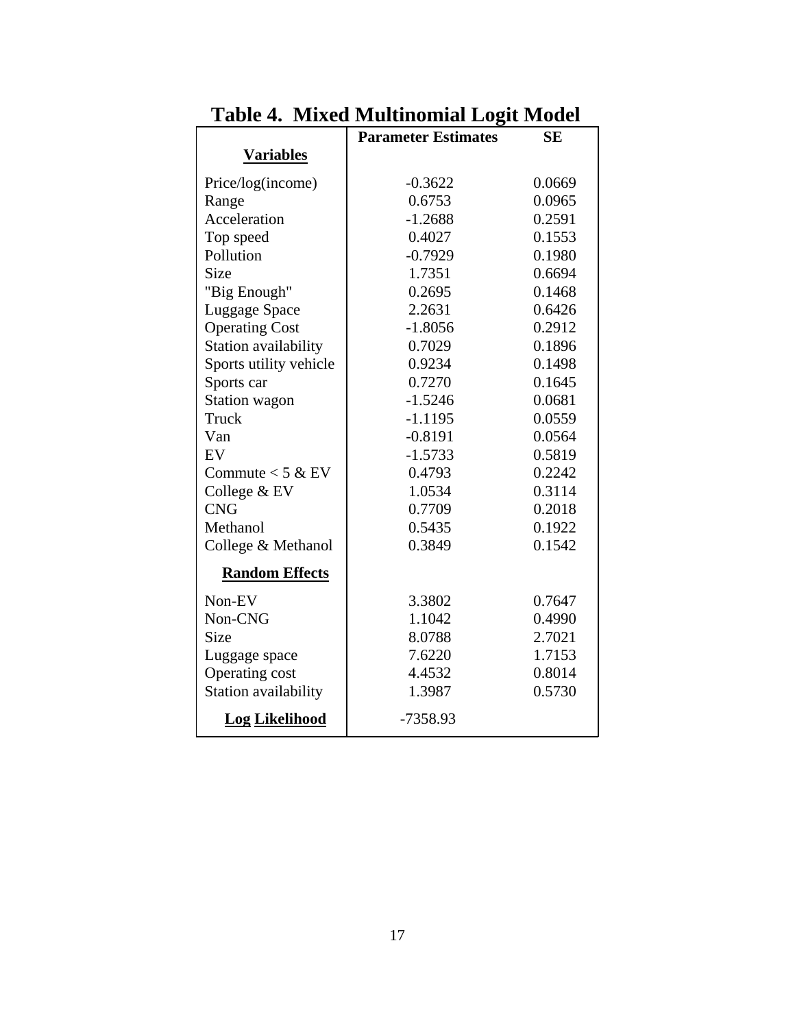# Table 4. Mixed Multinomial Logit Model

| Variables | Parameter Estimates | SE |
|---|---|---|
| Price/log(income) | -0.3622 | 0.0669 |
| Range | 0.6753 | 0.0965 |
| Acceleration | -1.2688 | 0.2591 |
| Top speed | 0.4027 | 0.1553 |
| Pollution | -0.7929 | 0.1980 |
| Size | 1.7351 | 0.6694 |
| "Big Enough" | 0.2695 | 0.1468 |
| Luggage Space | 2.2631 | 0.6426 |
| Operating Cost | -1.8056 | 0.2912 |
| Station availability | 0.7029 | 0.1896 |
| Sports utility vehicle | 0.9234 | 0.1498 |
| Sports car | 0.7270 | 0.1645 |
| Station wagon | -1.5246 | 0.0681 |
| Truck | -1.1195 | 0.0559 |
| Van | -0.8191 | 0.0564 |
| EV | -1.5733 | 0.5819 |
| Commute < 5 & EV | 0.4793 | 0.2242 |
| College & EV | 1.0534 | 0.3114 |
| CNG | 0.7709 | 0.2018 |
| Methanol | 0.5435 | 0.1922 |
| College & Methanol | 0.3849 | 0.1542 |
| **Random Effects** | | |
| Non-EV | 3.3802 | 0.7647 |
| Non-CNG | 1.1042 | 0.4990 |
| Size | 8.0788 | 2.7021 |
| Luggage space | 7.6220 | 1.7153 |
| Operating cost | 4.4532 | 0.8014 |
| Station availability | 1.3987 | 0.5730 |
| **Log Likelihood** | -7358.93 | |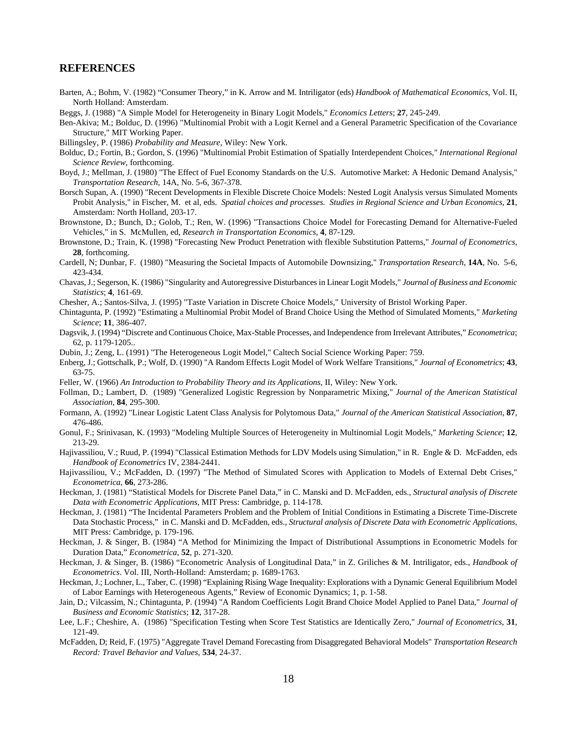## REFERENCES

Barten, A.; Bohm, V. (1982) “Consumer Theory,” in K. Arrow and M. Intriligator (eds) *Handbook of Mathematical Economics*, Vol. II, North Holland: Amsterdam.

Beggs, J. (1988) "A Simple Model for Heterogeneity in Binary Logit Models," *Economics Letters*; **27**, 245-249.

Ben-Akiva; M.; Bolduc, D. (1996) "Multinomial Probit with a Logit Kernel and a General Parametric Specification of the Covariance Structure," MIT Working Paper.

Billingsley, P. (1986) *Probability and Measure*, Wiley: New York.

Bolduc, D.; Fortin, B.; Gordon, S. (1996) "Multinomial Probit Estimation of Spatially Interdependent Choices," *International Regional Science Review*, forthcoming.

Boyd, J.; Mellman, J. (1980) "The Effect of Fuel Economy Standards on the U.S. Automotive Market: A Hedonic Demand Analysis," *Transportation Research*, 14A, No. 5-6, 367-378.

Borsch Supan, A. (1990) "Recent Developments in Flexible Discrete Choice Models: Nested Logit Analysis versus Simulated Moments Probit Analysis," in Fischer, M. et al, eds. *Spatial choices and processes. Studies in Regional Science and Urban Economics*, **21**, Amsterdam: North Holland, 203-17.

Brownstone, D.; Bunch, D.; Golob, T.; Ren, W. (1996) "Transactions Choice Model for Forecasting Demand for Alternative-Fueled Vehicles," in S. McMullen, ed, *Research in Transportation Economics*, **4**, 87-129.

Brownstone, D.; Train, K. (1998) "Forecasting New Product Penetration with flexible Substitution Patterns," *Journal of Econometrics*, **28**, forthcoming.

Cardell, N; Dunbar, F. (1980) "Measuring the Societal Impacts of Automobile Downsizing," *Transportation Research*, **14A**, No. 5-6, 423-434.

Chavas, J.; Segerson, K. (1986) "Singularity and Autoregressive Disturbances in Linear Logit Models," *Journal of Business and Economic Statistics*; **4**, 161-69.

Chesher, A.; Santos-Silva, J. (1995) "Taste Variation in Discrete Choice Models," University of Bristol Working Paper.

Chintagunta, P. (1992) "Estimating a Multinomial Probit Model of Brand Choice Using the Method of Simulated Moments," *Marketing Science*; **11**, 386-407.

Dagsvik, J. (1994) “Discrete and Continuous Choice, Max-Stable Processes, and Independence from Irrelevant Attributes,” *Econometrica*; 62, p. 1179-1205..

Dubin, J.; Zeng, L. (1991) "The Heterogeneous Logit Model," Caltech Social Science Working Paper: 759.

Enberg, J.; Gottschalk, P.; Wolf, D. (1990) "A Random Effects Logit Model of Work Welfare Transitions," *Journal of Econometrics*; **43**, 63-75.

Feller, W. (1966) *An Introduction to Probability Theory and its Applications*, II, Wiley: New York.

Follman, D.; Lambert, D. (1989) "Generalized Logistic Regression by Nonparametric Mixing," *Journal of the American Statistical Association*, **84**, 295-300.

Formann, A. (1992) "Linear Logistic Latent Class Analysis for Polytomous Data," *Journal of the American Statistical Association*, **87**, 476-486.

Gonul, F.; Srinivasan, K. (1993) "Modeling Multiple Sources of Heterogeneity in Multinomial Logit Models," *Marketing Science*; **12**, 213-29.

Hajivassiliou, V.; Ruud, P. (1994) "Classical Estimation Methods for LDV Models using Simulation," in R. Engle & D. McFadden, eds *Handbook of Econometrics* IV, 2384-2441.

Hajivassiliou, V.; McFadden, D. (1997) "The Method of Simulated Scores with Application to Models of External Debt Crises," *Econometrica*, **66**, 273-286.

Heckman, J. (1981) “Statistical Models for Discrete Panel Data,” in C. Manski and D. McFadden, eds., *Structural analysis of Discrete Data with Econometric Applications*, MIT Press: Cambridge, p. 114-178.

Heckman, J. (1981) “The Incidental Parameters Problem and the Problem of Initial Conditions in Estimating a Discrete Time-Discrete Data Stochastic Process,” in C. Manski and D. McFadden, eds., *Structural analysis of Discrete Data with Econometric Applications*, MIT Press: Cambridge, p. 179-196.

Heckman, J. & Singer, B. (1984) “A Method for Minimizing the Impact of Distributional Assumptions in Econometric Models for Duration Data,” *Econometrica*, **52**, p. 271-320.

Heckman, J. & Singer, B. (1986) “Econometric Analysis of Longitudinal Data,” in Z. Griliches & M. Intriligator, eds., *Handbook of Econometrics*. Vol. III, North-Holland: Amsterdam; p. 1689-1763.

Heckman, J.; Lochner, L., Taber, C. (1998) “Explaining Rising Wage Inequality: Explorations with a Dynamic General Equilibrium Model of Labor Earnings with Heterogeneous Agents,” Review of Economic Dynamics; 1, p. 1-58.

Jain, D.; Vilcassim, N.; Chintagunta, P. (1994) "A Random Coefficients Logit Brand Choice Model Applied to Panel Data," *Journal of Business and Economic Statistics*; **12**, 317-28.

Lee, L.F.; Cheshire, A. (1986) "Specification Testing when Score Test Statistics are Identically Zero," *Journal of Econometrics*, **31**, 121-49.

McFadden, D; Reid, F. (1975) "Aggregate Travel Demand Forecasting from Disaggregated Behavioral Models" *Transportation Research Record: Travel Behavior and Values*, **534**, 24-37.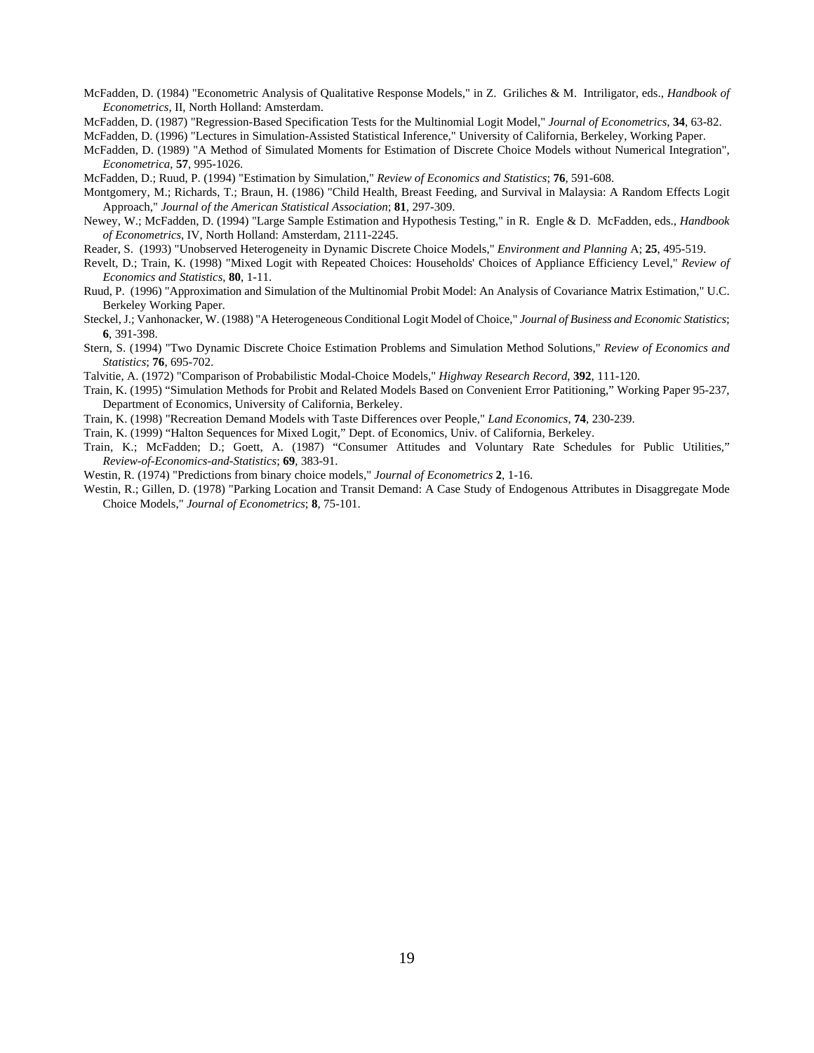McFadden, D. (1984) "Econometric Analysis of Qualitative Response Models," in Z. Griliches & M. Intriligator, eds., *Handbook of Econometrics*, II, North Holland: Amsterdam.

McFadden, D. (1987) "Regression-Based Specification Tests for the Multinomial Logit Model," *Journal of Econometrics*, **34**, 63-82.

McFadden, D. (1996) "Lectures in Simulation-Assisted Statistical Inference," University of California, Berkeley, Working Paper.

McFadden, D. (1989) "A Method of Simulated Moments for Estimation of Discrete Choice Models without Numerical Integration", *Econometrica*, **57**, 995-1026.

McFadden, D.; Ruud, P. (1994) "Estimation by Simulation," *Review of Economics and Statistics*; **76**, 591-608.

Montgomery, M.; Richards, T.; Braun, H. (1986) "Child Health, Breast Feeding, and Survival in Malaysia: A Random Effects Logit Approach," *Journal of the American Statistical Association*; **81**, 297-309.

Newey, W.; McFadden, D. (1994) "Large Sample Estimation and Hypothesis Testing," in R. Engle & D. McFadden, eds., *Handbook of Econometrics*, IV, North Holland: Amsterdam, 2111-2245.

Reader, S. (1993) "Unobserved Heterogeneity in Dynamic Discrete Choice Models," *Environment and Planning* A; **25**, 495-519.

Revelt, D.; Train, K. (1998) "Mixed Logit with Repeated Choices: Households' Choices of Appliance Efficiency Level," *Review of Economics and Statistics*, **80**, 1-11.

Ruud, P. (1996) "Approximation and Simulation of the Multinomial Probit Model: An Analysis of Covariance Matrix Estimation," U.C. Berkeley Working Paper.

Steckel, J.; Vanhonacker, W. (1988) "A Heterogeneous Conditional Logit Model of Choice," *Journal of Business and Economic Statistics*; **6**, 391-398.

Stern, S. (1994) "Two Dynamic Discrete Choice Estimation Problems and Simulation Method Solutions," *Review of Economics and Statistics*; **76**, 695-702.

Talvitie, A. (1972) "Comparison of Probabilistic Modal-Choice Models," *Highway Research Record*, **392**, 111-120.

Train, K. (1995) "Simulation Methods for Probit and Related Models Based on Convenient Error Patitioning," Working Paper 95-237, Department of Economics, University of California, Berkeley.

Train, K. (1998) "Recreation Demand Models with Taste Differences over People," *Land Economics*, **74**, 230-239.

Train, K. (1999) "Halton Sequences for Mixed Logit," Dept. of Economics, Univ. of California, Berkeley.

Train, K.; McFadden; D.; Goett, A. (1987) "Consumer Attitudes and Voluntary Rate Schedules for Public Utilities," *Review-of-Economics-and-Statistics*; **69**, 383-91.

Westin, R. (1974) "Predictions from binary choice models," *Journal of Econometrics* **2**, 1-16.

Westin, R.; Gillen, D. (1978) "Parking Location and Transit Demand: A Case Study of Endogenous Attributes in Disaggregate Mode Choice Models," *Journal of Econometrics*; **8**, 75-101.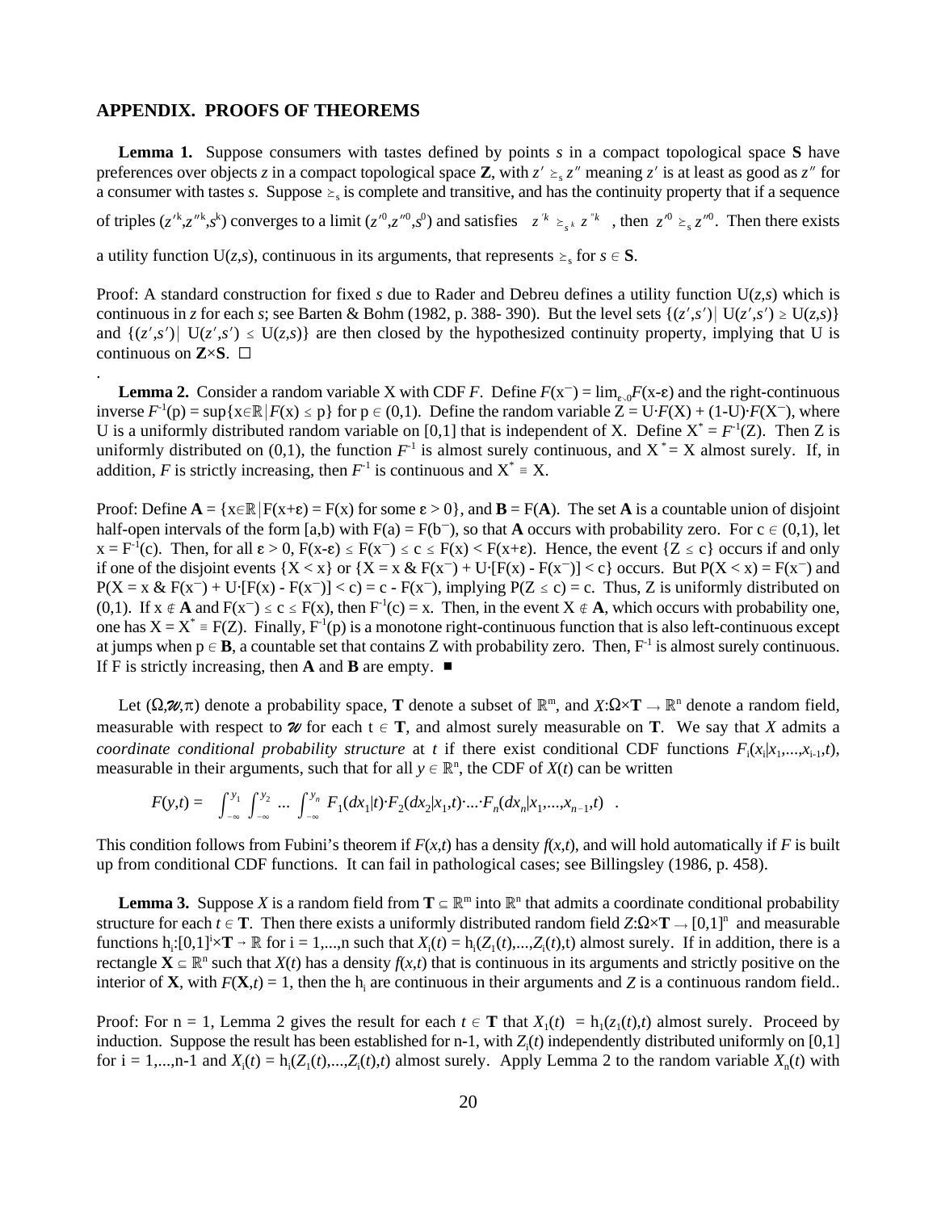## APPENDIX. PROOFS OF THEOREMS

**Lemma 1.** Suppose consumers with tastes defined by points $s$ in a compact topological space **S** have preferences over objects $z$ in a compact topological space **Z**, with $z' \succeq_s z''$ meaning $z'$ is at least as good as $z''$ for a consumer with tastes $s$. Suppose $\succeq_s$ is complete and transitive, and has the continuity property that if a sequence of triples $(z'^k,z''^k,s^k)$ converges to a limit $(z'^0,z''^0,s^0)$ and satisfies $z'^k \succeq_{s^k} z''^k$, then $z'^0 \succeq_s z''^0$. Then there exists a utility function $U(z,s)$, continuous in its arguments, that represents $\succeq_s$ for $s \in$ **S**.

Proof: A standard construction for fixed $s$ due to Rader and Debreu defines a utility function $U(z,s)$ which is continuous in $z$ for each $s$; see Barten & Bohm (1982, p. 388- 390). But the level sets $\{(z',s')|\ U(z',s') \geq U(z,s)\}$ and $\{(z',s')|\ U(z',s') \leq U(z,s)\}$ are then closed by the hypothesized continuity property, implying that U is continuous on **Z**×**S**. □

.

**Lemma 2.** Consider a random variable X with CDF $F$. Define $F(x^-) = \lim_{\varepsilon\searrow 0}F(x-\varepsilon)$ and the right-continuous inverse $F^{-1}(p) = \sup\{x\in\mathbb{R}|F(x) \leq p\}$ for $p \in (0,1)$. Define the random variable $Z = U\cdot F(X) + (1-U)\cdot F(X^-)$, where U is a uniformly distributed random variable on [0,1] that is independent of X. Define $X^* = F^{-1}(Z)$. Then Z is uniformly distributed on (0,1), the function $F^{-1}$ is almost surely continuous, and $X^* = X$ almost surely. If, in addition, $F$ is strictly increasing, then $F^{-1}$ is continuous and $X^* \equiv X$.

Proof: Define **A** = $\{x\in\mathbb{R}|F(x+\varepsilon) = F(x)$ for some $\varepsilon > 0\}$, and **B** = F(**A**). The set **A** is a countable union of disjoint half-open intervals of the form [a,b) with $F(a) = F(b^-)$, so that **A** occurs with probability zero. For $c \in (0,1)$, let $x = F^{-1}(c)$. Then, for all $\varepsilon > 0$, $F(x-\varepsilon) \leq F(x^-) \leq c \leq F(x) < F(x+\varepsilon)$. Hence, the event $\{Z \leq c\}$ occurs if and only if one of the disjoint events $\{X < x\}$ or $\{X = x\ \&\ F(x^-) + U\cdot[F(x) - F(x^-)] < c\}$ occurs. But $P(X < x) = F(x^-)$ and $P(X = x\ \&\ F(x^-) + U\cdot[F(x) - F(x^-)] < c) = c - F(x^-)$, implying $P(Z \leq c) = c$. Thus, Z is uniformly distributed on (0,1). If $x \notin$ **A** and $F(x^-) \leq c \leq F(x)$, then $F^{-1}(c) = x$. Then, in the event $X \notin$ **A**, which occurs with probability one, one has $X = X^* \equiv F(Z)$. Finally, $F^{-1}(p)$ is a monotone right-continuous function that is also left-continuous except at jumps when $p \in$ **B**, a countable set that contains Z with probability zero. Then, $F^{-1}$ is almost surely continuous. If F is strictly increasing, then **A** and **B** are empty. ■

Let $(\Omega,\mathscr{W},\pi)$ denote a probability space, **T** denote a subset of $\mathbb{R}^m$, and $X:\Omega\times\mathbf{T} \to \mathbb{R}^n$ denote a random field, measurable with respect to $\mathscr{W}$ for each $t \in$ **T**, and almost surely measurable on **T**. We say that $X$ admits a *coordinate conditional probability structure* at $t$ if there exist conditional CDF functions $F_i(x_i|x_1,...,x_{i-1},t)$, measurable in their arguments, such that for all $y \in \mathbb{R}^n$, the CDF of $X(t)$ can be written

$$F(y,t) = \int_{-\infty}^{y_1}\int_{-\infty}^{y_2} ... \int_{-\infty}^{y_n} F_1(dx_1|t)\cdot F_2(dx_2|x_1,t)\cdot...\cdot F_n(dx_n|x_1,...,x_{n-1},t) \ .$$

This condition follows from Fubini's theorem if $F(x,t)$ has a density $f(x,t)$, and will hold automatically if $F$ is built up from conditional CDF functions. It can fail in pathological cases; see Billingsley (1986, p. 458).

**Lemma 3.** Suppose $X$ is a random field from $\mathbf{T} \subseteq \mathbb{R}^m$ into $\mathbb{R}^n$ that admits a coordinate conditional probability structure for each $t \in$ **T**. Then there exists a uniformly distributed random field $Z:\Omega\times\mathbf{T} \to [0,1]^n$ and measurable functions $h_i:[0,1]^i\times\mathbf{T} \to \mathbb{R}$ for i = 1,...,n such that $X_i(t) = h_i(Z_1(t),...,Z_i(t),t)$ almost surely. If in addition, there is a rectangle $\mathbf{X} \subseteq \mathbb{R}^n$ such that $X(t)$ has a density $f(x,t)$ that is continuous in its arguments and strictly positive on the interior of **X**, with $F(\mathbf{X},t) = 1$, then the $h_i$ are continuous in their arguments and $Z$ is a continuous random field..

Proof: For n = 1, Lemma 2 gives the result for each $t \in$ **T** that $X_1(t) = h_1(z_1(t),t)$ almost surely. Proceed by induction. Suppose the result has been established for n-1, with $Z_i(t)$ independently distributed uniformly on [0,1] for i = 1,...,n-1 and $X_i(t) = h_i(Z_1(t),...,Z_i(t),t)$ almost surely. Apply Lemma 2 to the random variable $X_n(t)$ with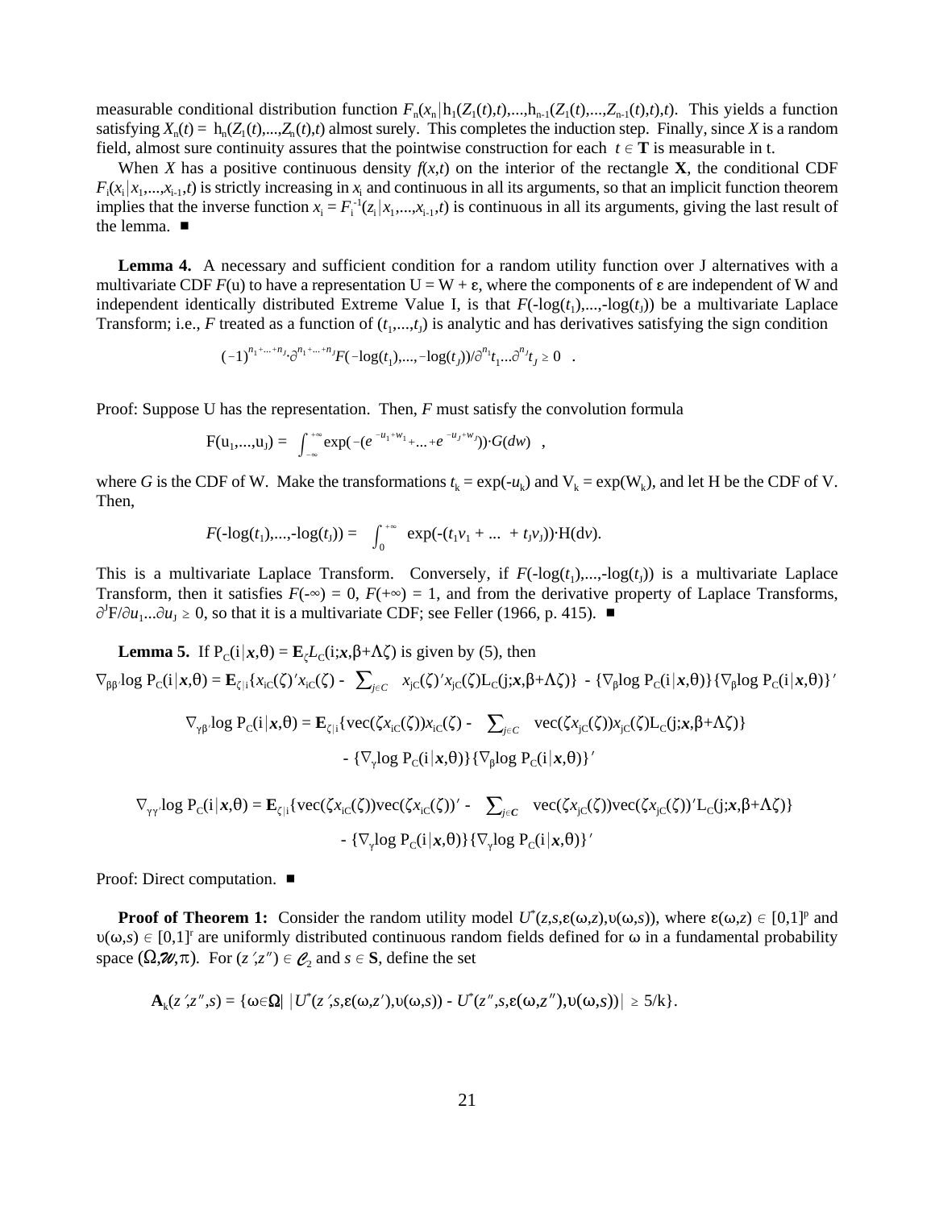measurable conditional distribution function $F_n(x_n|h_1(Z_1(t),t),...,h_{n-1}(Z_1(t),...,Z_{n-1}(t),t),t)$. This yields a function satisfying $X_n(t) = h_n(Z_1(t),...,Z_n(t),t)$ almost surely. This completes the induction step. Finally, since $X$ is a random field, almost sure continuity assures that the pointwise construction for each $t \in \mathbf{T}$ is measurable in t.

When $X$ has a positive continuous density $f(x,t)$ on the interior of the rectangle $\mathbf{X}$, the conditional CDF $F_i(x_i|x_1,...,x_{i-1},t)$ is strictly increasing in $x_i$ and continuous in all its arguments, so that an implicit function theorem implies that the inverse function $x_i = F_i^{-1}(z_i|x_1,...,x_{i-1},t)$ is continuous in all its arguments, giving the last result of the lemma. ■

**Lemma 4.** A necessary and sufficient condition for a random utility function over J alternatives with a multivariate CDF $F(u)$ to have a representation $U = W + \varepsilon$, where the components of $\varepsilon$ are independent of W and independent identically distributed Extreme Value I, is that $F(-\log(t_1),...,-\log(t_J))$ be a multivariate Laplace Transform; i.e., $F$ treated as a function of $(t_1,...,t_J)$ is analytic and has derivatives satisfying the sign condition

$$(-1)^{n_1+...+n_J} \cdot \partial^{n_1+...+n_J} F(-\log(t_1),...,-\log(t_J))/\partial^{n_1}t_1 ... \partial^{n_J}t_J \geq 0 \quad .$$

Proof: Suppose U has the representation. Then, $F$ must satisfy the convolution formula

$$F(u_1,...,u_J) = \int_{-\infty}^{+\infty} \exp(-(e^{-u_1+w_1} + ... + e^{-u_J+w_J})) \cdot G(dw) \quad ,$$

where $G$ is the CDF of W. Make the transformations $t_k = \exp(-u_k)$ and $V_k = \exp(W_k)$, and let H be the CDF of V. Then,

$$F(-\log(t_1),...,-\log(t_J)) = \int_0^{+\infty} \exp(-(t_1v_1 + ... + t_Jv_J)) \cdot H(dv).$$

This is a multivariate Laplace Transform. Conversely, if $F(-\log(t_1),...,-\log(t_J))$ is a multivariate Laplace Transform, then it satisfies $F(-\infty) = 0$, $F(+\infty) = 1$, and from the derivative property of Laplace Transforms, $\partial^J F/\partial u_1 ... \partial u_J \geq 0$, so that it is a multivariate CDF; see Feller (1966, p. 415). ■

**Lemma 5.** If $P_C(i|\boldsymbol{x},\theta) = \mathbf{E}_\zeta L_C(i;\boldsymbol{x},\beta+\Lambda\zeta)$ is given by (5), then

$$\nabla_{\beta\beta'} \log P_C(i|\boldsymbol{x},\theta) = \mathbf{E}_{\zeta|i}\{x_{iC}(\zeta)'x_{iC}(\zeta) - \sum_{j\in C} x_{jC}(\zeta)'x_{jC}(\zeta)L_C(j;\boldsymbol{x},\beta+\Lambda\zeta)\} - \{\nabla_\beta \log P_C(i|\boldsymbol{x},\theta)\}\{\nabla_\beta \log P_C(i|\boldsymbol{x},\theta)\}'$$

$$\nabla_{\gamma\beta'} \log P_C(i|\boldsymbol{x},\theta) = \mathbf{E}_{\zeta|i}\{\mathrm{vec}(\zeta x_{iC}(\zeta))x_{iC}(\zeta) - \sum_{j\in C} \mathrm{vec}(\zeta x_{jC}(\zeta))x_{jC}(\zeta)L_C(j;\boldsymbol{x},\beta+\Lambda\zeta)\} - \{\nabla_\gamma \log P_C(i|\boldsymbol{x},\theta)\}\{\nabla_\beta \log P_C(i|\boldsymbol{x},\theta)\}'$$

$$\nabla_{\gamma\gamma'} \log P_C(i|\boldsymbol{x},\theta) = \mathbf{E}_{\zeta|i}\{\mathrm{vec}(\zeta x_{iC}(\zeta))\mathrm{vec}(\zeta x_{iC}(\zeta))' - \sum_{j\in \boldsymbol{C}} \mathrm{vec}(\zeta x_{jC}(\zeta))\mathrm{vec}(\zeta x_{jC}(\zeta))'L_C(j;\boldsymbol{x},\beta+\Lambda\zeta)\} - \{\nabla_\gamma \log P_C(i|\boldsymbol{x},\theta)\}\{\nabla_\gamma \log P_C(i|\boldsymbol{x},\theta)\}'$$

Proof: Direct computation. ■

**Proof of Theorem 1:** Consider the random utility model $U^*(z,s,\varepsilon(\omega,z),\upsilon(\omega,s))$, where $\varepsilon(\omega,z) \in [0,1]^p$ and $\upsilon(\omega,s) \in [0,1]^r$ are uniformly distributed continuous random fields defined for $\omega$ in a fundamental probability space $(\Omega,\mathcal{W},\pi)$. For $(z',z'') \in \mathcal{C}_2$ and $s \in \mathbf{S}$, define the set

$$\mathbf{A}_k(z',z'',s) = \{\omega\in\Omega |\ |U^*(z',s,\varepsilon(\omega,z'),\upsilon(\omega,s)) - U^*(z'',s,\varepsilon(\omega,z''),\upsilon(\omega,s))| \geq 5/k\}.$$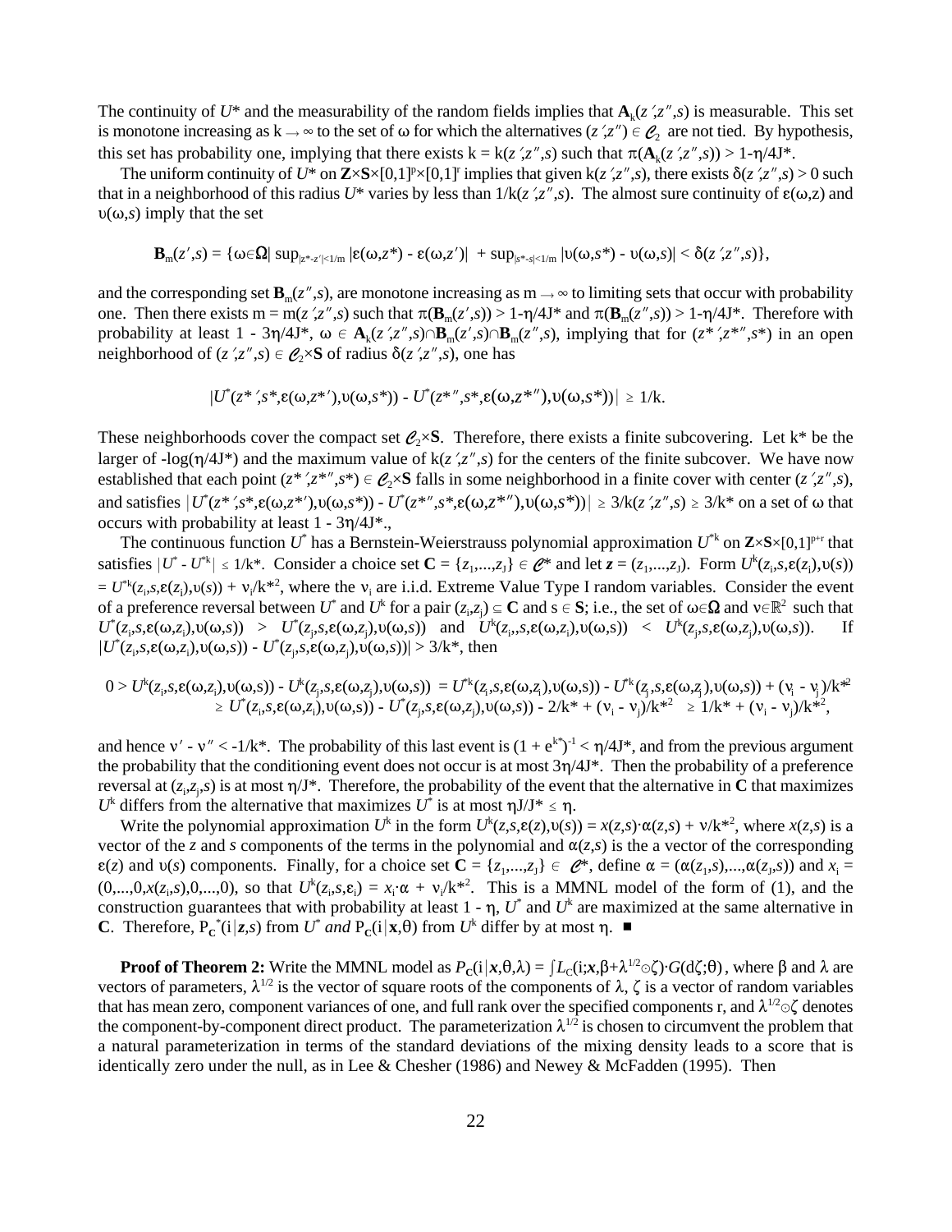The continuity of $U^*$ and the measurability of the random fields implies that $\mathbf{A}_k(z',z'',s)$ is measurable. This set is monotone increasing as $k \to \infty$ to the set of $\omega$ for which the alternatives $(z',z'') \in \mathcal{C}_2$ are not tied. By hypothesis, this set has probability one, implying that there exists $k = k(z',z'',s)$ such that $\pi(\mathbf{A}_k(z',z'',s)) > 1-\eta/4J^*$.

The uniform continuity of $U^*$ on $\mathbf{Z}\times\mathbf{S}\times[0,1]^p\times[0,1]^r$ implies that given $k(z',z'',s)$, there exists $\delta(z',z'',s) > 0$ such that in a neighborhood of this radius $U^*$ varies by less than $1/k(z',z'',s)$. The almost sure continuity of $\varepsilon(\omega,z)$ and $\upsilon(\omega,s)$ imply that the set

$$\mathbf{B}_m(z',s) = \{\omega\in\mathbf{\Omega}|\ \sup_{|z^*-z'|<1/m} |\varepsilon(\omega,z^*) - \varepsilon(\omega,z')| + \sup_{|s^*-s|<1/m} |\upsilon(\omega,s^*) - \upsilon(\omega,s)| < \delta(z',z'',s)\},$$

and the corresponding set $\mathbf{B}_m(z'',s)$, are monotone increasing as $m \to \infty$ to limiting sets that occur with probability one. Then there exists $m = m(z',z'',s)$ such that $\pi(\mathbf{B}_m(z',s)) > 1-\eta/4J^*$ and $\pi(\mathbf{B}_m(z'',s)) > 1-\eta/4J^*$. Therefore with probability at least $1 - 3\eta/4J^*$, $\omega \in \mathbf{A}_k(z',z'',s)\cap\mathbf{B}_m(z',s)\cap\mathbf{B}_m(z'',s)$, implying that for $(z^{*\prime},z^{*\prime\prime},s^*)$ in an open neighborhood of $(z',z'',s) \in \mathcal{C}_2\times\mathbf{S}$ of radius $\delta(z',z'',s)$, one has

$$|U^*(z^{*\prime},s^*,\varepsilon(\omega,z^{*\prime}),\upsilon(\omega,s^*)) - U^*(z^{*\prime\prime},s^*,\varepsilon(\omega,z^{*\prime\prime}),\upsilon(\omega,s^*))| \geq 1/k.$$

These neighborhoods cover the compact set $\mathcal{C}_2\times\mathbf{S}$. Therefore, there exists a finite subcovering. Let $k^*$ be the larger of $-\log(\eta/4J^*)$ and the maximum value of $k(z',z'',s)$ for the centers of the finite subcover. We have now established that each point $(z^{*\prime},z^{*\prime\prime},s^*) \in \mathcal{C}_2\times\mathbf{S}$ falls in some neighborhood in a finite cover with center $(z',z'',s)$, and satisfies $|U^*(z^{*\prime},s^*,\varepsilon(\omega,z^{*\prime}),\upsilon(\omega,s^*)) - U^*(z^{*\prime\prime},s^*,\varepsilon(\omega,z^{*\prime\prime}),\upsilon(\omega,s^*))| \geq 3/k(z',z'',s) \geq 3/k^*$ on a set of $\omega$ that occurs with probability at least $1 - 3\eta/4J^*$.,

The continuous function $U^*$ has a Bernstein-Weierstrauss polynomial approximation $U^{*k}$ on $\mathbf{Z}\times\mathbf{S}\times[0,1]^{p+r}$ that satisfies $|U^* - U^{*k}| \leq 1/k^*$. Consider a choice set $\mathbf{C} = \{z_1,...,z_J\} \in \mathcal{C}^*$ and let $\mathbf{z} = (z_1,...,z_J)$. Form $U^k(z_i,s,\varepsilon(z_i),\upsilon(s)) = U^{*k}(z_i,s,\varepsilon(z_i),\upsilon(s)) + \nu_i/k^{*2}$, where the $\nu_i$ are i.i.d. Extreme Value Type I random variables. Consider the event of a preference reversal between $U^*$ and $U^k$ for a pair $(z_i,z_j) \subseteq \mathbf{C}$ and $s \in \mathbf{S}$; i.e., the set of $\omega\in\mathbf{\Omega}$ and $\nu\in\mathbb{R}^2$ such that $U^*(z_i,s,\varepsilon(\omega,z_i),\upsilon(\omega,s)) > U^*(z_j,s,\varepsilon(\omega,z_j),\upsilon(\omega,s))$ and $U^k(z_i,s,\varepsilon(\omega,z_i),\upsilon(\omega,s)) < U^k(z_j,s,\varepsilon(\omega,z_j),\upsilon(\omega,s))$. If $|U^*(z_i,s,\varepsilon(\omega,z_i),\upsilon(\omega,s)) - U^*(z_j,s,\varepsilon(\omega,z_j),\upsilon(\omega,s))| > 3/k^*$, then

$$\begin{aligned}0 > U^k(z_i,s,\varepsilon(\omega,z_i),\upsilon(\omega,s)) - U^k(z_j,s,\varepsilon(\omega,z_j),\upsilon(\omega,s)) &= U^{*k}(z_i,s,\varepsilon(\omega,z_i),\upsilon(\omega,s)) - U^{*k}(z_j,s,\varepsilon(\omega,z_j),\upsilon(\omega,s)) + (\nu_i - \nu_j)/k^{*2} \\ &\geq U^*(z_i,s,\varepsilon(\omega,z_i),\upsilon(\omega,s)) - U^*(z_j,s,\varepsilon(\omega,z_j),\upsilon(\omega,s)) - 2/k^* + (\nu_i - \nu_j)/k^{*2} \geq 1/k^* + (\nu_i - \nu_j)/k^{*2},\end{aligned}$$

and hence $\nu' - \nu'' < -1/k^*$. The probability of this last event is $(1 + e^{k^*})^{-1} < \eta/4J^*$, and from the previous argument the probability that the conditioning event does not occur is at most $3\eta/4J^*$. Then the probability of a preference reversal at $(z_i,z_j,s)$ is at most $\eta/J^*$. Therefore, the probability of the event that the alternative in $\mathbf{C}$ that maximizes $U^k$ differs from the alternative that maximizes $U^*$ is at most $\eta J/J^* \leq \eta$.

Write the polynomial approximation $U^k$ in the form $U^k(z,s,\varepsilon(z),\upsilon(s)) = x(z,s)\cdot\alpha(z,s) + \nu/k^{*2}$, where $x(z,s)$ is a vector of the $z$ and $s$ components of the terms in the polynomial and $\alpha(z,s)$ is the a vector of the corresponding $\varepsilon(z)$ and $\upsilon(s)$ components. Finally, for a choice set $\mathbf{C} = \{z_1,...,z_J\} \in \mathcal{C}^*$, define $\alpha = (\alpha(z_1,s),...,\alpha(z_J,s))$ and $x_i = (0,...,0,x(z_i,s),0,...,0)$, so that $U^k(z_i,s,\varepsilon_i) = x_i\cdot\alpha + \nu_i/k^{*2}$. This is a MMNL model of the form (1), and the construction guarantees that with probability at least $1 - \eta$, $U^*$ and $U^k$ are maximized at the same alternative in $\mathbf{C}$. Therefore, $P_{\mathbf{C}}^*(i|\mathbf{z},s)$ from $U^*$ *and* $P_{\mathbf{C}}(i|\mathbf{x},\theta)$ from $U^k$ differ by at most $\eta$. ■

**Proof of Theorem 2:** Write the MMNL model as $P_{\mathbf{C}}(i|\mathbf{x},\theta,\lambda) = \int L_C(i;\mathbf{x},\beta+\lambda^{1/2}\odot\zeta)\cdot G(d\zeta;\theta)$, where $\beta$ and $\lambda$ are vectors of parameters, $\lambda^{1/2}$ is the vector of square roots of the components of $\lambda$, $\zeta$ is a vector of random variables that has mean zero, component variances of one, and full rank over the specified components r, and $\lambda^{1/2}\odot\zeta$ denotes the component-by-component direct product. The parameterization $\lambda^{1/2}$ is chosen to circumvent the problem that a natural parameterization in terms of the standard deviations of the mixing density leads to a score that is identically zero under the null, as in Lee & Chesher (1986) and Newey & McFadden (1995). Then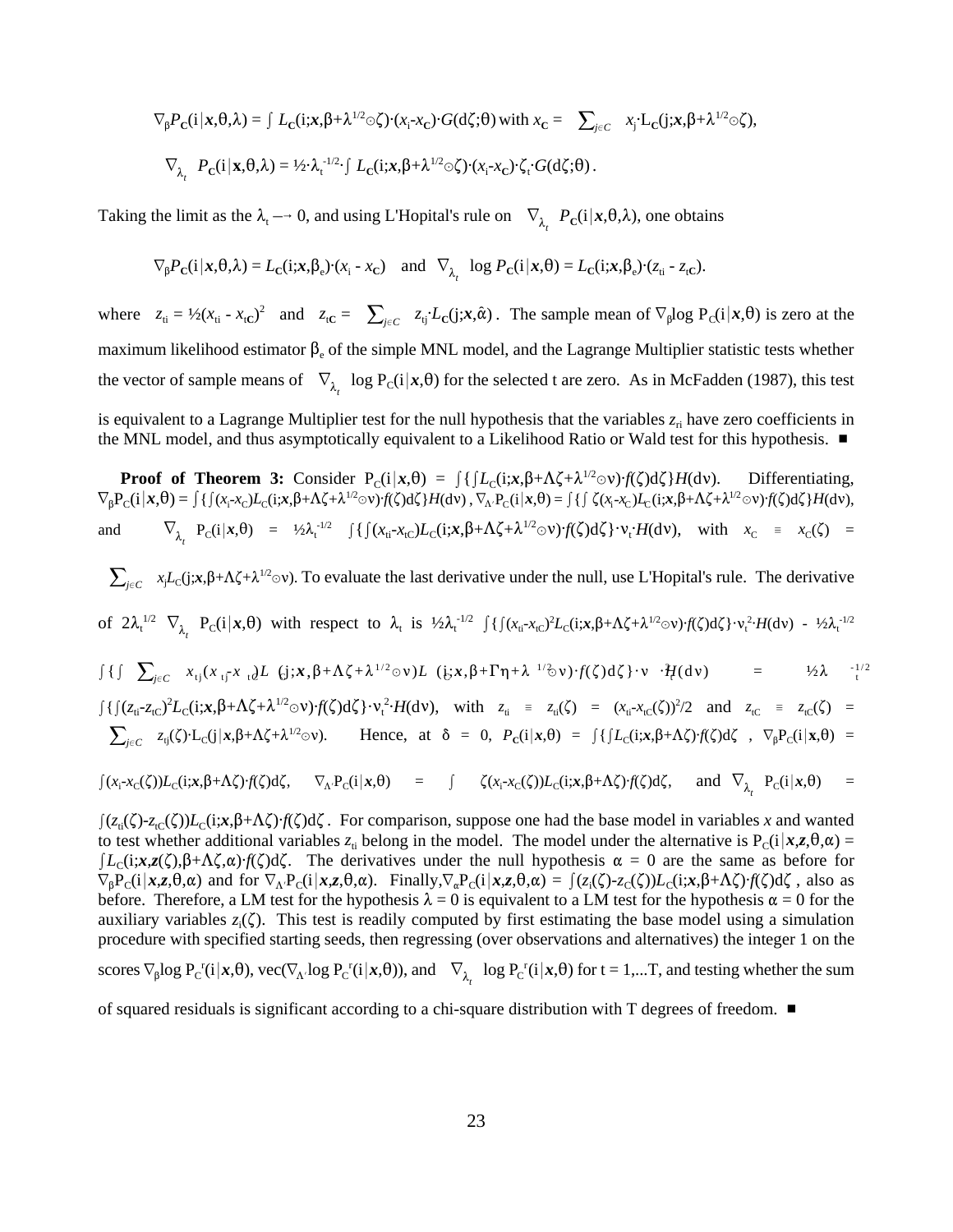$$\nabla_\beta P_{\mathbf{C}}(i|\boldsymbol{x},\theta,\lambda) = \int L_{\mathbf{C}}(i;\boldsymbol{x},\beta+\lambda^{1/2}\odot\zeta)\cdot(x_i-x_{\mathbf{C}})\cdot G(d\zeta;\theta) \text{ with } x_{\mathbf{C}} = \sum_{j\in C} x_j\cdot L_{\mathbf{C}}(j;\boldsymbol{x},\beta+\lambda^{1/2}\odot\zeta),$$

$$\nabla_{\lambda_t} P_{\mathbf{C}}(i|\mathbf{x},\theta,\lambda) = \tfrac{1}{2}\cdot\lambda_t^{-1/2}\cdot\int L_{\mathbf{C}}(i;\boldsymbol{x},\beta+\lambda^{1/2}\odot\zeta)\cdot(x_i-x_{\mathbf{C}})\cdot\zeta_t\cdot G(d\zeta;\theta).$$

Taking the limit as the $\lambda_t \to 0$, and using L'Hopital's rule on $\nabla_{\lambda_t} P_{\mathbf{C}}(i|\boldsymbol{x},\theta,\lambda)$, one obtains

$$\nabla_\beta P_{\mathbf{C}}(i|\boldsymbol{x},\theta,\lambda) = L_{\mathbf{C}}(i;\boldsymbol{x},\beta_e)\cdot(x_i - x_{\mathbf{C}}) \quad\text{and}\quad \nabla_{\lambda_t} \log P_{\mathbf{C}}(i|\boldsymbol{x},\theta) = L_{\mathbf{C}}(i;\boldsymbol{x},\beta_e)\cdot(z_{ti} - z_{t\mathbf{C}}).$$

where $z_{ti} = \tfrac{1}{2}(x_{ti} - x_{t\mathbf{C}})^2$ and $z_{t\mathbf{C}} = \sum_{j\in C} z_{tj}\cdot L_{\mathbf{C}}(j;\boldsymbol{x},\hat{\alpha})$. The sample mean of $\nabla_\beta \log P_C(i|\boldsymbol{x},\theta)$ is zero at the maximum likelihood estimator $\beta_e$ of the simple MNL model, and the Lagrange Multiplier statistic tests whether the vector of sample means of $\nabla_{\lambda_t} \log P_C(i|\boldsymbol{x},\theta)$ for the selected t are zero. As in McFadden (1987), this test is equivalent to a Lagrange Multiplier test for the null hypothesis that the variables $z_{ri}$ have zero coefficients in the MNL model, and thus asymptotically equivalent to a Likelihood Ratio or Wald test for this hypothesis. ■

**Proof of Theorem 3:** Consider $P_C(i|\boldsymbol{x},\theta) = \int\{\int L_C(i;\boldsymbol{x},\beta+\Lambda\zeta+\lambda^{1/2}\odot\nu)\cdot f(\zeta)d\zeta\}H(d\nu)$. Differentiating, $\nabla_\beta P_C(i|\boldsymbol{x},\theta) = \int\{\int(x_i-x_C)L_C(i;\boldsymbol{x},\beta+\Lambda\zeta+\lambda^{1/2}\odot\nu)\cdot f(\zeta)d\zeta\}H(d\nu)$, $\nabla_{\Lambda'}P_C(i|\boldsymbol{x},\theta) = \int\{\int \zeta(x_i-x_C)L_C(i;\boldsymbol{x},\beta+\Lambda\zeta+\lambda^{1/2}\odot\nu)\cdot f(\zeta)d\zeta\}H(d\nu)$, and $\nabla_{\lambda_t} P_C(i|\boldsymbol{x},\theta) = \tfrac{1}{2}\lambda_t^{-1/2} \int\{\int(x_{ti}-x_{tC})L_C(i;\boldsymbol{x},\beta+\Lambda\zeta+\lambda^{1/2}\odot\nu)\cdot f(\zeta)d\zeta\}\cdot\nu_t\cdot H(d\nu)$, with $x_C \equiv x_C(\zeta) = \sum_{j\in C} x_j L_C(j;\boldsymbol{x},\beta+\Lambda\zeta+\lambda^{1/2}\odot\nu)$. To evaluate the last derivative under the null, use L'Hopital's rule. The derivative of $2\lambda_t^{1/2}\,\nabla_{\lambda_t} P_C(i|\boldsymbol{x},\theta)$ with respect to $\lambda_t$ is $\tfrac{1}{2}\lambda_t^{-1/2} \int\{\int(x_{ti}-x_{tC})^2 L_C(i;\boldsymbol{x},\beta+\Lambda\zeta+\lambda^{1/2}\odot\nu)\cdot f(\zeta)d\zeta\}\cdot\nu_t^2\cdot H(d\nu) - \tfrac{1}{2}\lambda_t^{-1/2} \int\{\int \sum_{j\in C} x_{tj}(x_{tj}-x_{tC})L_C(j;\boldsymbol{x},\beta+\Lambda\zeta+\lambda^{1/2}\odot\nu)L_C(i;\boldsymbol{x},\beta+\Gamma\eta+\lambda^{1/2}\odot\nu)\cdot f(\zeta)d\zeta\}\cdot\nu_t^2 H(d\nu) = \tfrac{1}{2}\lambda_t^{-1/2} \int\{\int(z_{ti}-z_{tC})^2 L_C(i;\boldsymbol{x},\beta+\Lambda\zeta+\lambda^{1/2}\odot\nu)\cdot f(\zeta)d\zeta\}\cdot\nu_t^2\cdot H(d\nu)$, with $z_{ti} \equiv z_{ti}(\zeta) = (x_{ti}-x_{tC}(\zeta))^2/2$ and $z_{tC} \equiv z_{tC}(\zeta) = \sum_{j\in C} z_{tj}(\zeta)\cdot L_C(j|\boldsymbol{x},\beta+\Lambda\zeta+\lambda^{1/2}\odot\nu)$. Hence, at $\delta = 0$, $P_{\mathbf{C}}(i|\boldsymbol{x},\theta) = \int\{\int L_C(i;\boldsymbol{x},\beta+\Lambda\zeta)\cdot f(\zeta)d\zeta$, $\nabla_\beta P_C(i|\mathbf{x},\theta) = \int(x_i-x_C(\zeta))L_C(i;\boldsymbol{x},\beta+\Lambda\zeta)\cdot f(\zeta)d\zeta$, $\nabla_{\Lambda'}P_C(i|\boldsymbol{x},\theta) = \int \zeta(x_i-x_C(\zeta))L_C(i;\boldsymbol{x},\beta+\Lambda\zeta)\cdot f(\zeta)d\zeta$, and $\nabla_{\lambda_t} P_C(i|\boldsymbol{x},\theta) = \int(z_{ti}(\zeta)-z_{tC}(\zeta))L_C(i;\boldsymbol{x},\beta+\Lambda\zeta)\cdot f(\zeta)d\zeta$. For comparison, suppose one had the base model in variables $x$ and wanted to test whether additional variables $z_{ti}$ belong in the model. The model under the alternative is $P_C(i|\boldsymbol{x},\boldsymbol{z},\theta,\alpha) = \int L_C(i;\boldsymbol{x},\boldsymbol{z}(\zeta),\beta+\Lambda\zeta,\alpha)\cdot f(\zeta)d\zeta$. The derivatives under the null hypothesis $\alpha = 0$ are the same as before for $\nabla_\beta P_C(i|\boldsymbol{x},\boldsymbol{z},\theta,\alpha)$ and for $\nabla_{\Lambda'}P_C(i|\boldsymbol{x},\boldsymbol{z},\theta,\alpha)$. Finally, $\nabla_\alpha P_C(i|\boldsymbol{x},\boldsymbol{z},\theta,\alpha) = \int(z_i(\zeta)-z_C(\zeta))L_C(i;\boldsymbol{x},\beta+\Lambda\zeta)\cdot f(\zeta)d\zeta$, also as before. Therefore, a LM test for the hypothesis $\lambda = 0$ is equivalent to a LM test for the hypothesis $\alpha = 0$ for the auxiliary variables $z_i(\zeta)$. This test is readily computed by first estimating the base model using a simulation procedure with specified starting seeds, then regressing (over observations and alternatives) the integer 1 on the scores $\nabla_\beta \log P_C^r(i|\boldsymbol{x},\theta)$, $\mathrm{vec}(\nabla_{\Lambda'}\log P_C^r(i|\boldsymbol{x},\theta))$, and $\nabla_{\lambda_t} \log P_C^r(i|\boldsymbol{x},\theta)$ for t = 1,...T, and testing whether the sum of squared residuals is significant according to a chi-square distribution with T degrees of freedom. ■